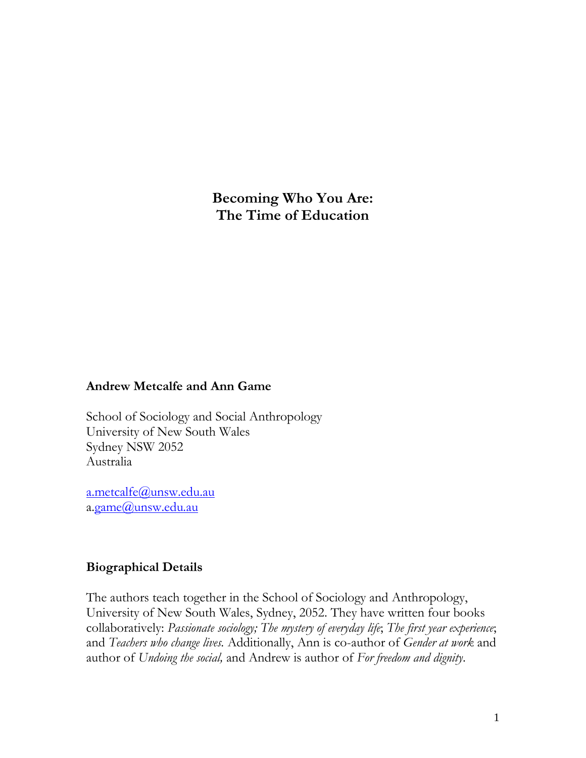# Becoming Who You Are: The Time of Education

**Andrew Metcalfe and Ann Game**

School of Sociology and Social Anthropology
University of New South Wales
Sydney NSW 2052
Australia

a.metcalfe@unsw.edu.au
a.game@unsw.edu.au

**Biographical Details**

The authors teach together in the School of Sociology and Anthropology, University of New South Wales, Sydney, 2052. They have written four books collaboratively: *Passionate sociology; The mystery of everyday life*; *The first year experience*; and *Teachers who change lives.* Additionally, Ann is co-author of *Gender at work* and author of *Undoing the social,* and Andrew is author of *For freedom and dignity*.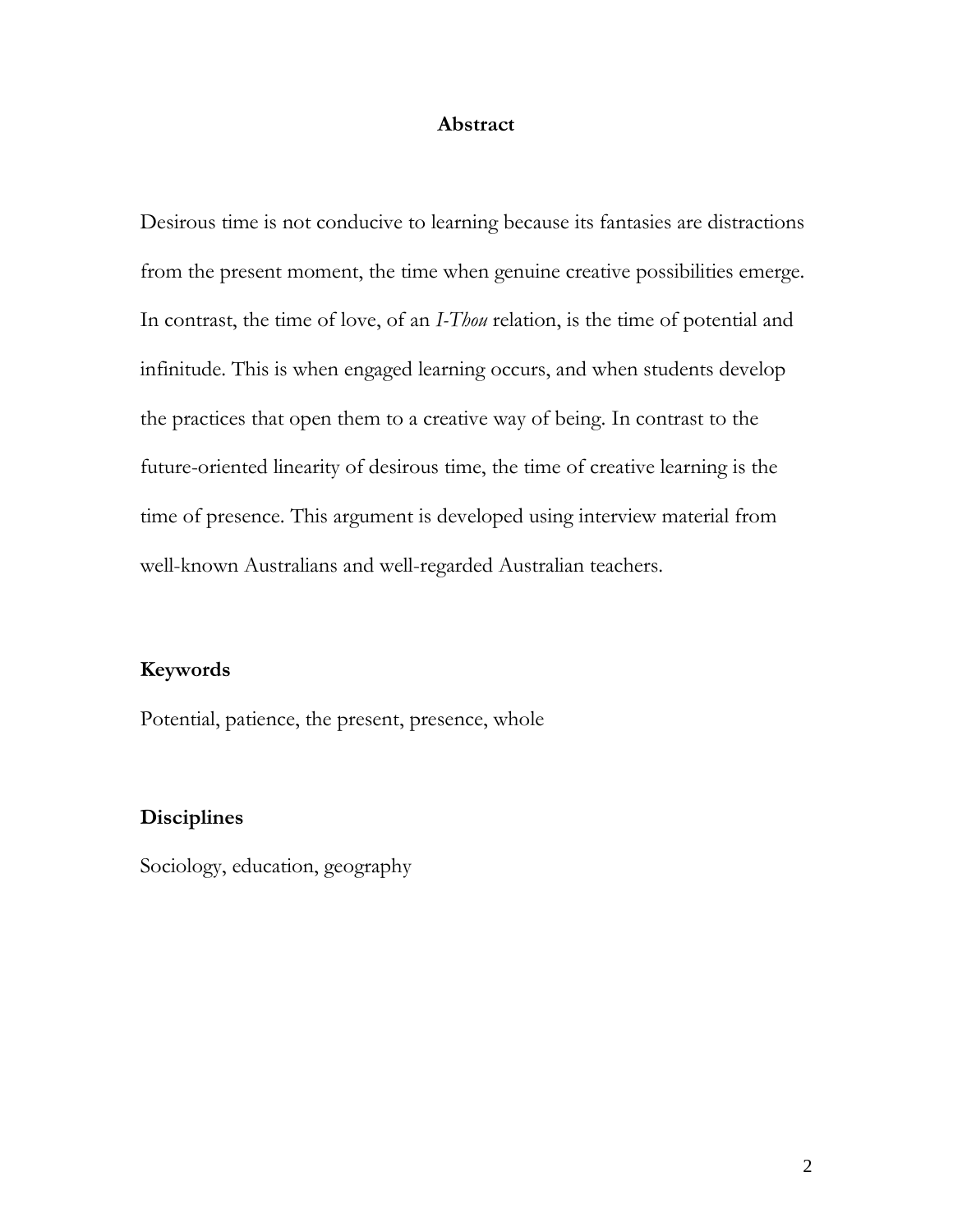## Abstract

Desirous time is not conducive to learning because its fantasies are distractions from the present moment, the time when genuine creative possibilities emerge. In contrast, the time of love, of an *I-Thou* relation, is the time of potential and infinitude. This is when engaged learning occurs, and when students develop the practices that open them to a creative way of being. In contrast to the future-oriented linearity of desirous time, the time of creative learning is the time of presence. This argument is developed using interview material from well-known Australians and well-regarded Australian teachers.

### Keywords

Potential, patience, the present, presence, whole

### Disciplines

Sociology, education, geography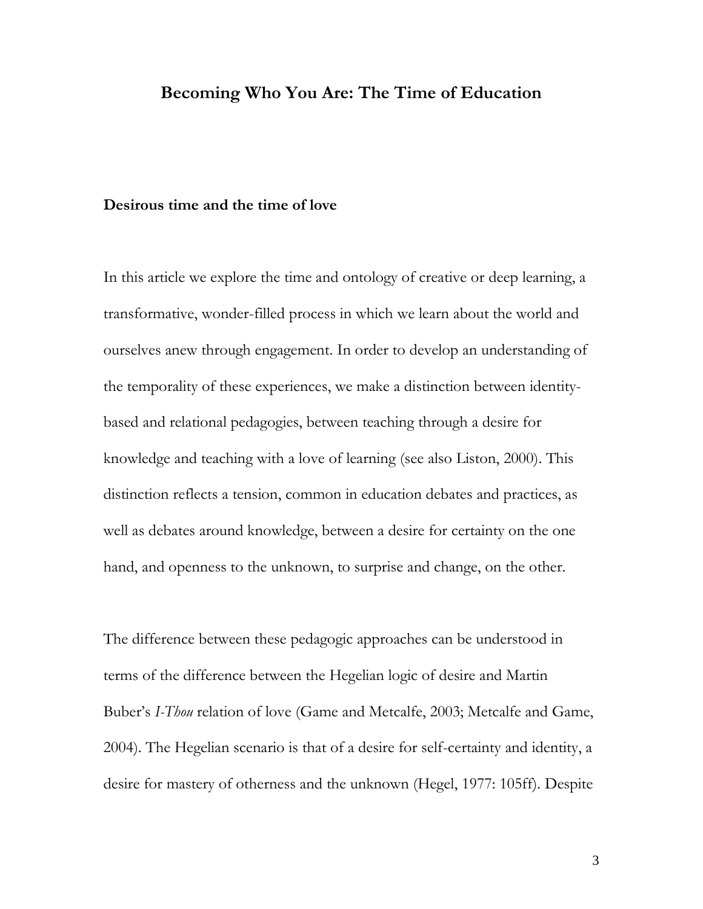# Becoming Who You Are: The Time of Education

## Desirous time and the time of love

In this article we explore the time and ontology of creative or deep learning, a transformative, wonder-filled process in which we learn about the world and ourselves anew through engagement. In order to develop an understanding of the temporality of these experiences, we make a distinction between identity-based and relational pedagogies, between teaching through a desire for knowledge and teaching with a love of learning (see also Liston, 2000). This distinction reflects a tension, common in education debates and practices, as well as debates around knowledge, between a desire for certainty on the one hand, and openness to the unknown, to surprise and change, on the other.

The difference between these pedagogic approaches can be understood in terms of the difference between the Hegelian logic of desire and Martin Buber's *I-Thou* relation of love (Game and Metcalfe, 2003; Metcalfe and Game, 2004). The Hegelian scenario is that of a desire for self-certainty and identity, a desire for mastery of otherness and the unknown (Hegel, 1977: 105ff). Despite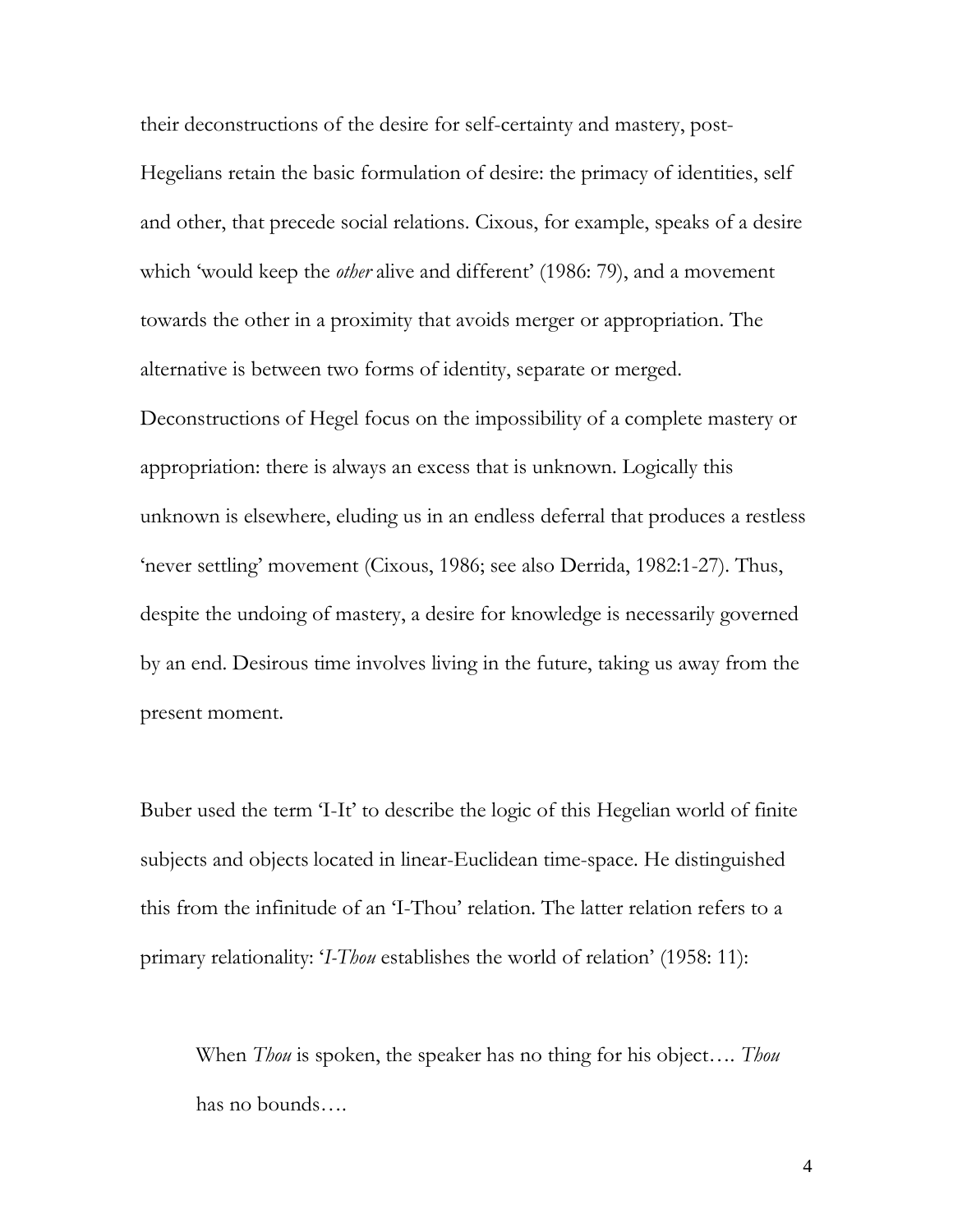their deconstructions of the desire for self-certainty and mastery, post-Hegelians retain the basic formulation of desire: the primacy of identities, self and other, that precede social relations. Cixous, for example, speaks of a desire which 'would keep the *other* alive and different' (1986: 79), and a movement towards the other in a proximity that avoids merger or appropriation. The alternative is between two forms of identity, separate or merged. Deconstructions of Hegel focus on the impossibility of a complete mastery or appropriation: there is always an excess that is unknown. Logically this unknown is elsewhere, eluding us in an endless deferral that produces a restless 'never settling' movement (Cixous, 1986; see also Derrida, 1982:1-27). Thus, despite the undoing of mastery, a desire for knowledge is necessarily governed by an end. Desirous time involves living in the future, taking us away from the present moment.

Buber used the term 'I-It' to describe the logic of this Hegelian world of finite subjects and objects located in linear-Euclidean time-space. He distinguished this from the infinitude of an 'I-Thou' relation. The latter relation refers to a primary relationality: '*I-Thou* establishes the world of relation' (1958: 11):

> When *Thou* is spoken, the speaker has no thing for his object…. *Thou* has no bounds….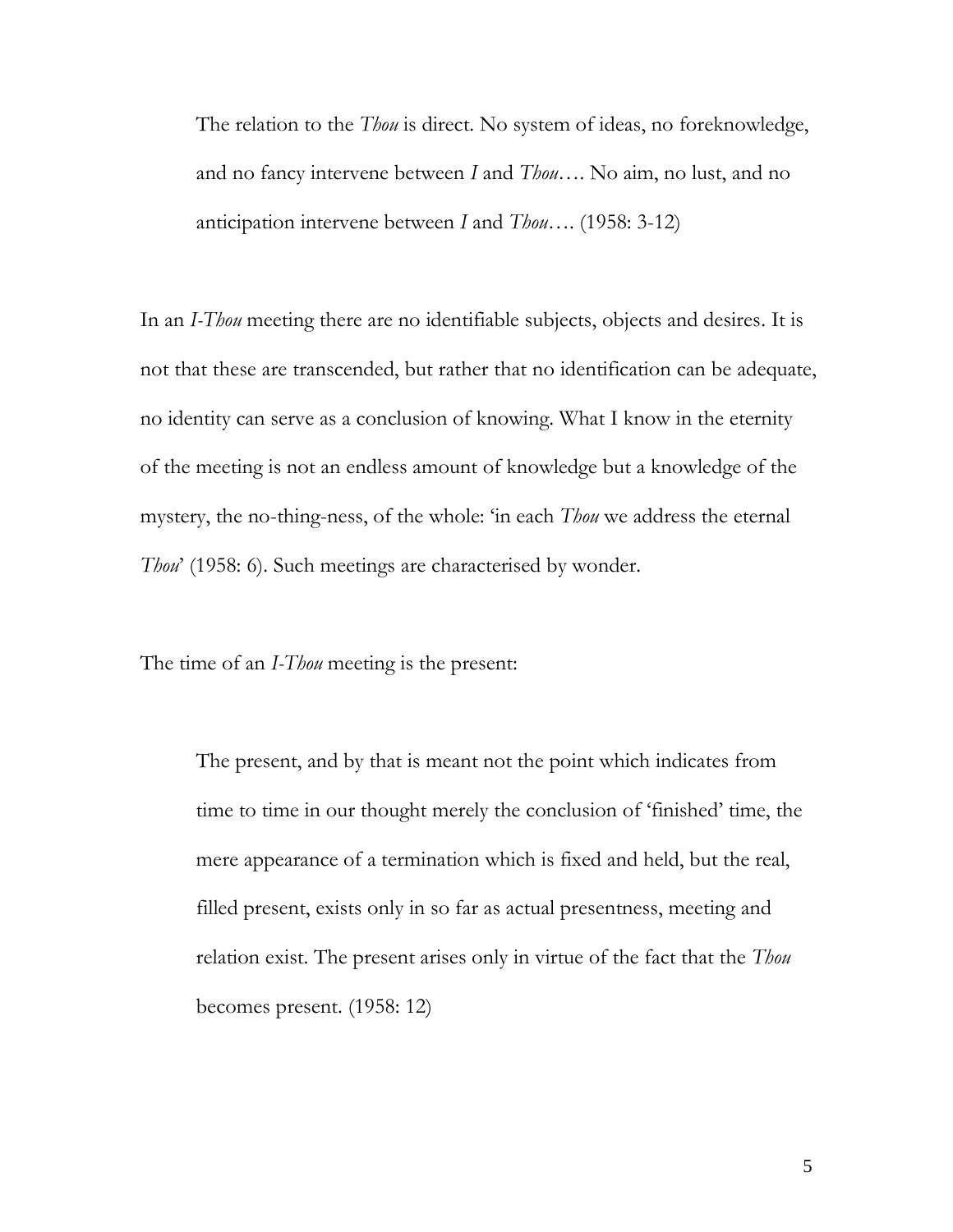> The relation to the *Thou* is direct. No system of ideas, no foreknowledge, and no fancy intervene between *I* and *Thou*…. No aim, no lust, and no anticipation intervene between *I* and *Thou*…. (1958: 3-12)

In an *I-Thou* meeting there are no identifiable subjects, objects and desires. It is not that these are transcended, but rather that no identification can be adequate, no identity can serve as a conclusion of knowing. What I know in the eternity of the meeting is not an endless amount of knowledge but a knowledge of the mystery, the no-thing-ness, of the whole: 'in each *Thou* we address the eternal *Thou*' (1958: 6). Such meetings are characterised by wonder.

The time of an *I-Thou* meeting is the present:

> The present, and by that is meant not the point which indicates from time to time in our thought merely the conclusion of 'finished' time, the mere appearance of a termination which is fixed and held, but the real, filled present, exists only in so far as actual presentness, meeting and relation exist. The present arises only in virtue of the fact that the *Thou* becomes present. (1958: 12)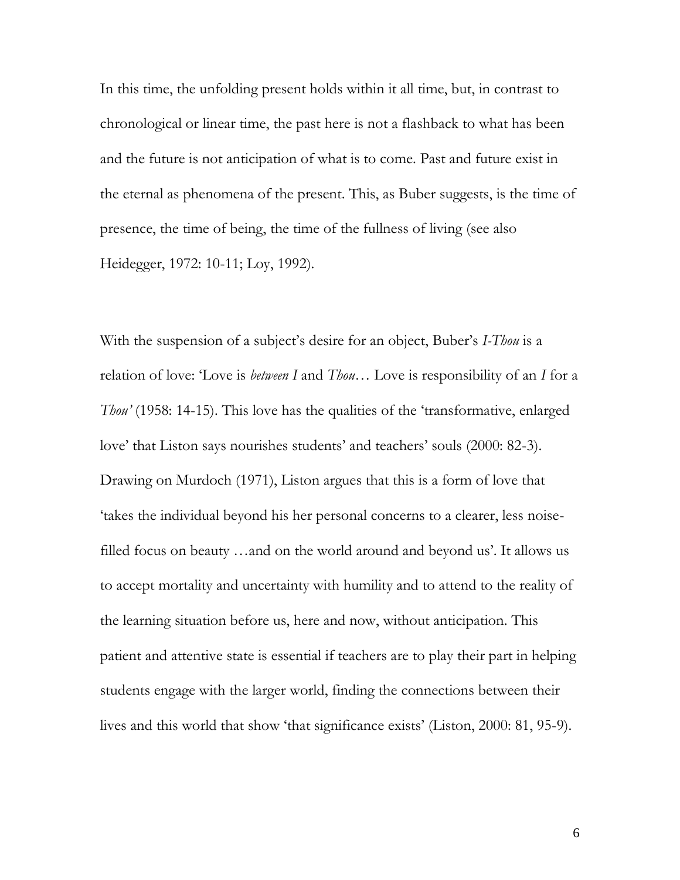In this time, the unfolding present holds within it all time, but, in contrast to chronological or linear time, the past here is not a flashback to what has been and the future is not anticipation of what is to come. Past and future exist in the eternal as phenomena of the present. This, as Buber suggests, is the time of presence, the time of being, the time of the fullness of living (see also Heidegger, 1972: 10-11; Loy, 1992).

With the suspension of a subject's desire for an object, Buber's *I-Thou* is a relation of love: 'Love is *between I* and *Thou*… Love is responsibility of an *I* for a *Thou'* (1958: 14-15). This love has the qualities of the 'transformative, enlarged love' that Liston says nourishes students' and teachers' souls (2000: 82-3). Drawing on Murdoch (1971), Liston argues that this is a form of love that 'takes the individual beyond his her personal concerns to a clearer, less noise-filled focus on beauty …and on the world around and beyond us'. It allows us to accept mortality and uncertainty with humility and to attend to the reality of the learning situation before us, here and now, without anticipation. This patient and attentive state is essential if teachers are to play their part in helping students engage with the larger world, finding the connections between their lives and this world that show 'that significance exists' (Liston, 2000: 81, 95-9).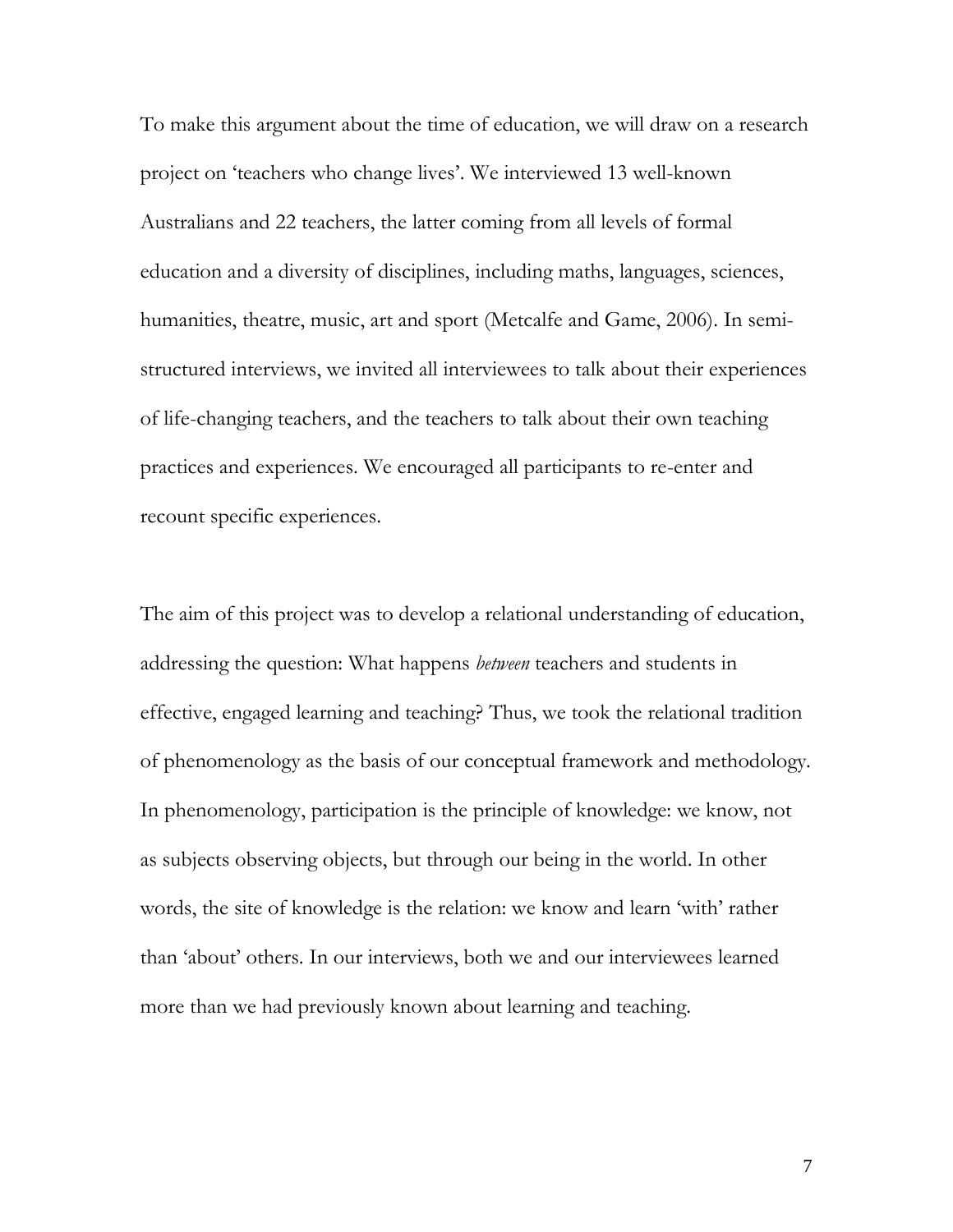To make this argument about the time of education, we will draw on a research project on 'teachers who change lives'. We interviewed 13 well-known Australians and 22 teachers, the latter coming from all levels of formal education and a diversity of disciplines, including maths, languages, sciences, humanities, theatre, music, art and sport (Metcalfe and Game, 2006). In semi-structured interviews, we invited all interviewees to talk about their experiences of life-changing teachers, and the teachers to talk about their own teaching practices and experiences. We encouraged all participants to re-enter and recount specific experiences.

The aim of this project was to develop a relational understanding of education, addressing the question: What happens *between* teachers and students in effective, engaged learning and teaching? Thus, we took the relational tradition of phenomenology as the basis of our conceptual framework and methodology. In phenomenology, participation is the principle of knowledge: we know, not as subjects observing objects, but through our being in the world. In other words, the site of knowledge is the relation: we know and learn 'with' rather than 'about' others. In our interviews, both we and our interviewees learned more than we had previously known about learning and teaching.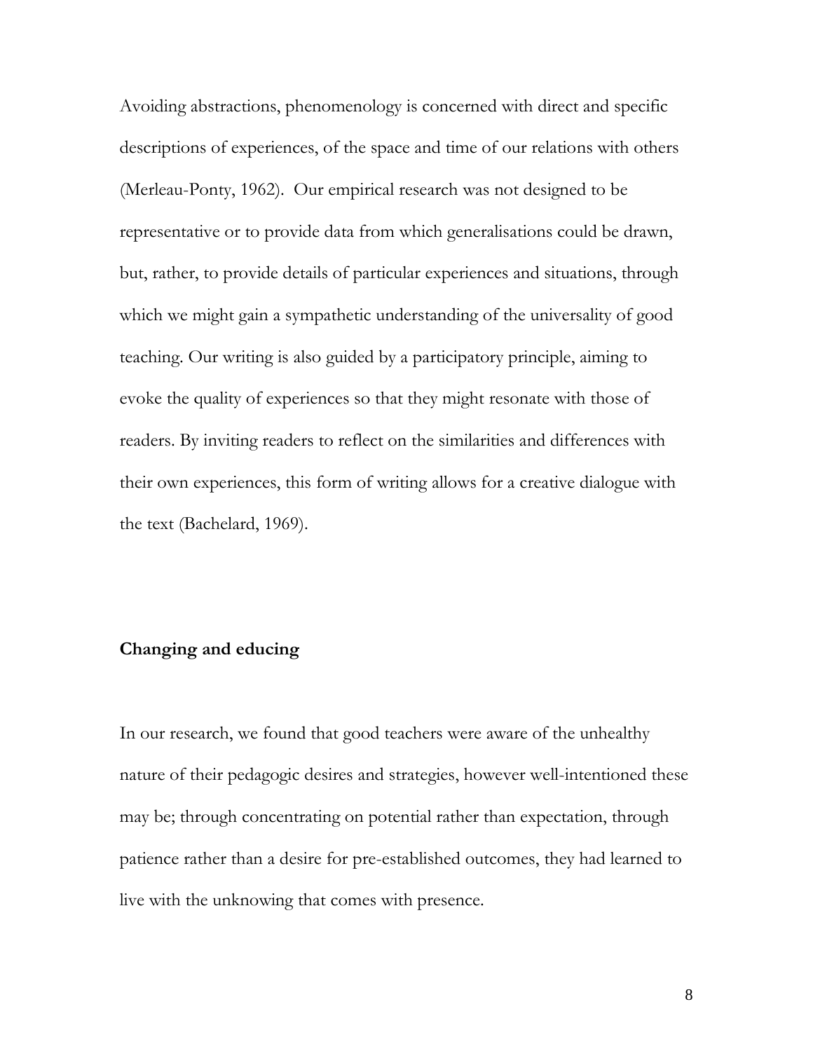Avoiding abstractions, phenomenology is concerned with direct and specific descriptions of experiences, of the space and time of our relations with others (Merleau-Ponty, 1962). Our empirical research was not designed to be representative or to provide data from which generalisations could be drawn, but, rather, to provide details of particular experiences and situations, through which we might gain a sympathetic understanding of the universality of good teaching. Our writing is also guided by a participatory principle, aiming to evoke the quality of experiences so that they might resonate with those of readers. By inviting readers to reflect on the similarities and differences with their own experiences, this form of writing allows for a creative dialogue with the text (Bachelard, 1969).

## Changing and educing

In our research, we found that good teachers were aware of the unhealthy nature of their pedagogic desires and strategies, however well-intentioned these may be; through concentrating on potential rather than expectation, through patience rather than a desire for pre-established outcomes, they had learned to live with the unknowing that comes with presence.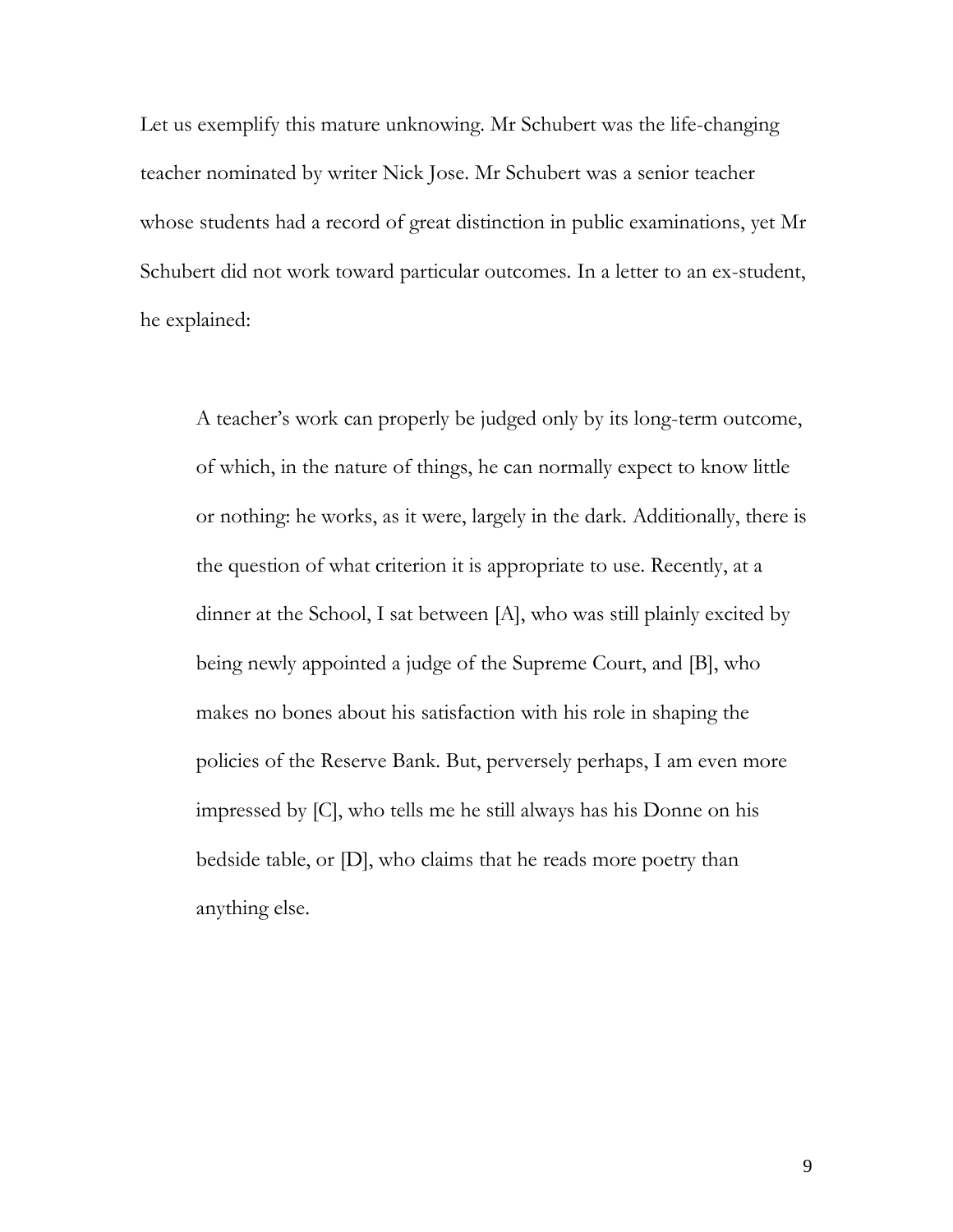Let us exemplify this mature unknowing. Mr Schubert was the life-changing teacher nominated by writer Nick Jose. Mr Schubert was a senior teacher whose students had a record of great distinction in public examinations, yet Mr Schubert did not work toward particular outcomes. In a letter to an ex-student, he explained:

> A teacher's work can properly be judged only by its long-term outcome, of which, in the nature of things, he can normally expect to know little or nothing: he works, as it were, largely in the dark. Additionally, there is the question of what criterion it is appropriate to use. Recently, at a dinner at the School, I sat between [A], who was still plainly excited by being newly appointed a judge of the Supreme Court, and [B], who makes no bones about his satisfaction with his role in shaping the policies of the Reserve Bank. But, perversely perhaps, I am even more impressed by [C], who tells me he still always has his Donne on his bedside table, or [D], who claims that he reads more poetry than anything else.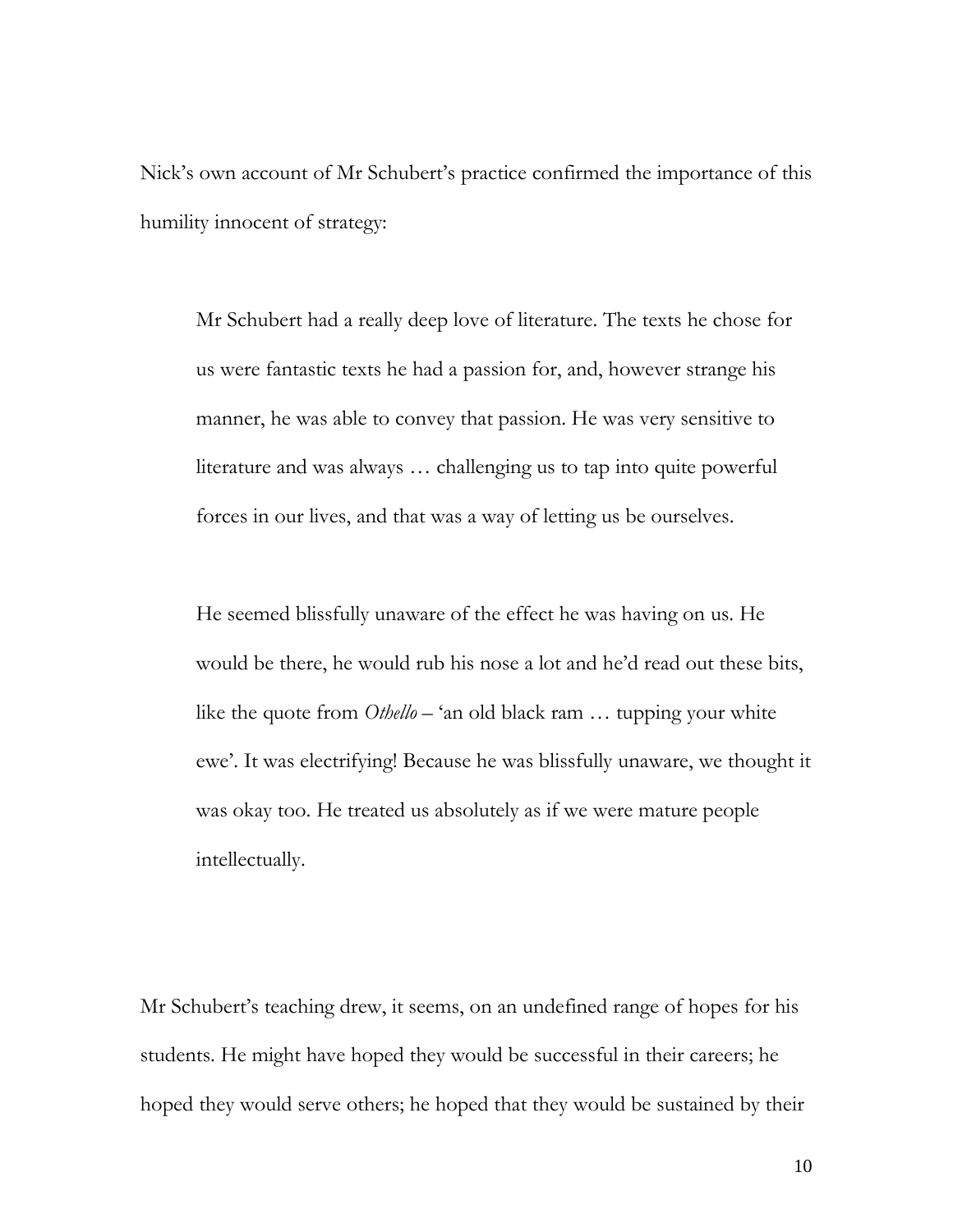Nick's own account of Mr Schubert's practice confirmed the importance of this humility innocent of strategy:

> Mr Schubert had a really deep love of literature. The texts he chose for us were fantastic texts he had a passion for, and, however strange his manner, he was able to convey that passion. He was very sensitive to literature and was always … challenging us to tap into quite powerful forces in our lives, and that was a way of letting us be ourselves.
>
> He seemed blissfully unaware of the effect he was having on us. He would be there, he would rub his nose a lot and he'd read out these bits, like the quote from *Othello* – 'an old black ram … tupping your white ewe'. It was electrifying! Because he was blissfully unaware, we thought it was okay too. He treated us absolutely as if we were mature people intellectually.

Mr Schubert's teaching drew, it seems, on an undefined range of hopes for his students. He might have hoped they would be successful in their careers; he hoped they would serve others; he hoped that they would be sustained by their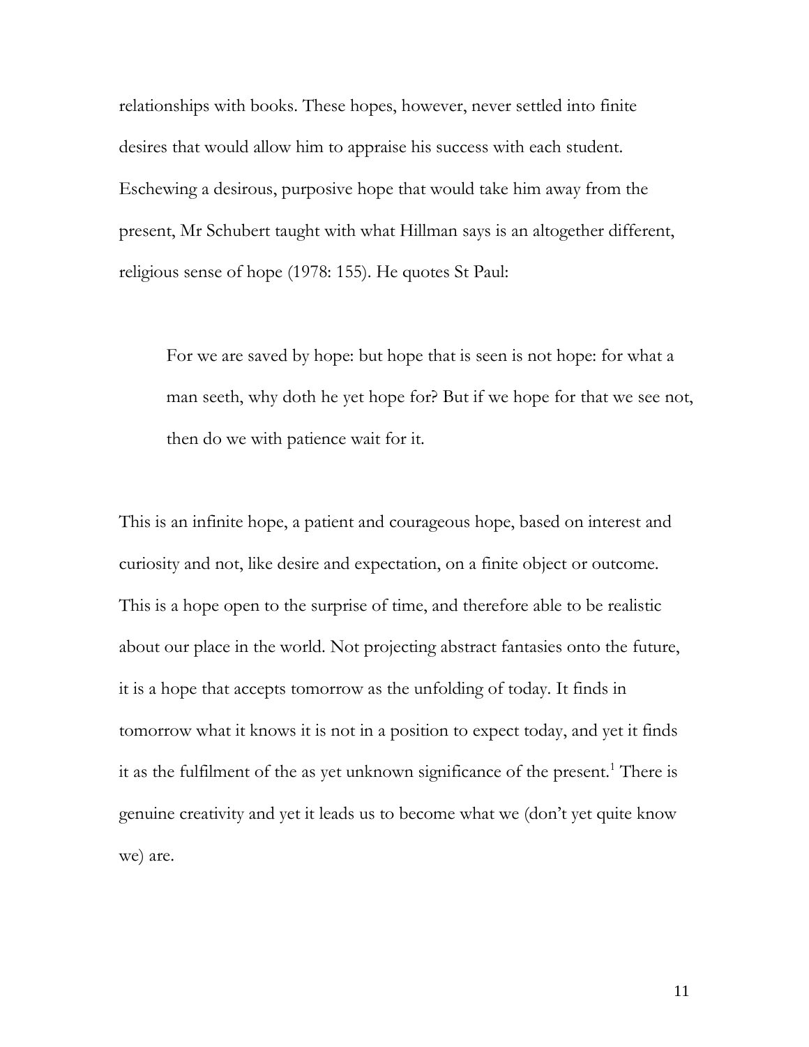relationships with books. These hopes, however, never settled into finite desires that would allow him to appraise his success with each student. Eschewing a desirous, purposive hope that would take him away from the present, Mr Schubert taught with what Hillman says is an altogether different, religious sense of hope (1978: 155). He quotes St Paul:

> For we are saved by hope: but hope that is seen is not hope: for what a man seeth, why doth he yet hope for? But if we hope for that we see not, then do we with patience wait for it.

This is an infinite hope, a patient and courageous hope, based on interest and curiosity and not, like desire and expectation, on a finite object or outcome. This is a hope open to the surprise of time, and therefore able to be realistic about our place in the world. Not projecting abstract fantasies onto the future, it is a hope that accepts tomorrow as the unfolding of today. It finds in tomorrow what it knows it is not in a position to expect today, and yet it finds it as the fulfilment of the as yet unknown significance of the present.[1] There is genuine creativity and yet it leads us to become what we (don't yet quite know we) are.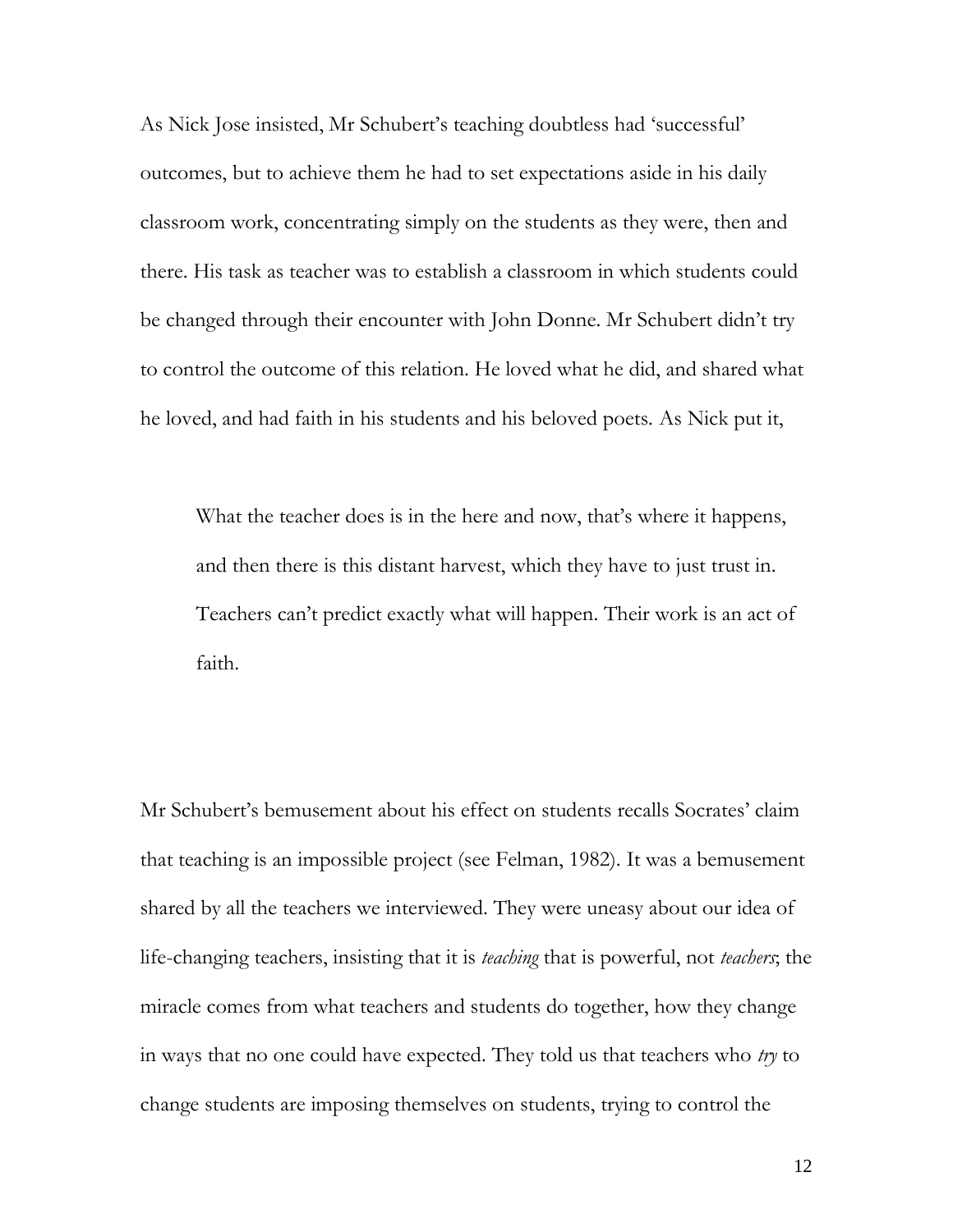As Nick Jose insisted, Mr Schubert's teaching doubtless had 'successful' outcomes, but to achieve them he had to set expectations aside in his daily classroom work, concentrating simply on the students as they were, then and there. His task as teacher was to establish a classroom in which students could be changed through their encounter with John Donne. Mr Schubert didn't try to control the outcome of this relation. He loved what he did, and shared what he loved, and had faith in his students and his beloved poets. As Nick put it,

> What the teacher does is in the here and now, that's where it happens, and then there is this distant harvest, which they have to just trust in. Teachers can't predict exactly what will happen. Their work is an act of faith.

Mr Schubert's bemusement about his effect on students recalls Socrates' claim that teaching is an impossible project (see Felman, 1982). It was a bemusement shared by all the teachers we interviewed. They were uneasy about our idea of life-changing teachers, insisting that it is *teaching* that is powerful, not *teachers*; the miracle comes from what teachers and students do together, how they change in ways that no one could have expected. They told us that teachers who *try* to change students are imposing themselves on students, trying to control the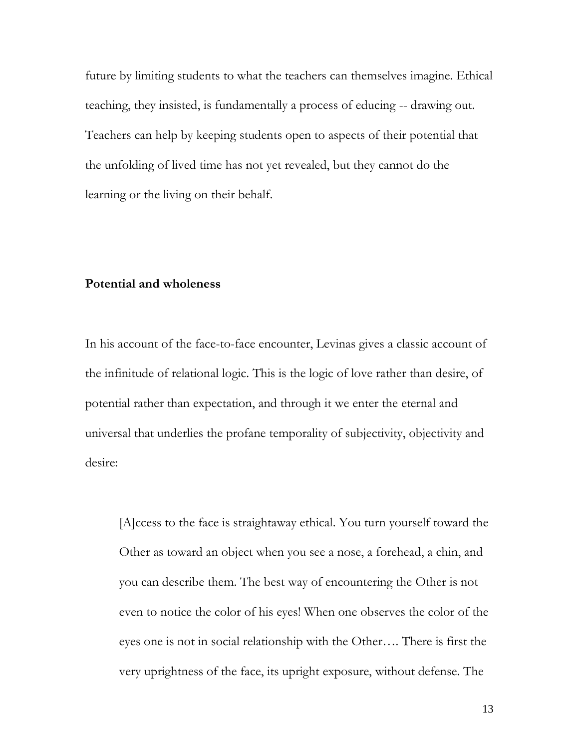future by limiting students to what the teachers can themselves imagine. Ethical teaching, they insisted, is fundamentally a process of educing -- drawing out. Teachers can help by keeping students open to aspects of their potential that the unfolding of lived time has not yet revealed, but they cannot do the learning or the living on their behalf.

## Potential and wholeness

In his account of the face-to-face encounter, Levinas gives a classic account of the infinitude of relational logic. This is the logic of love rather than desire, of potential rather than expectation, and through it we enter the eternal and universal that underlies the profane temporality of subjectivity, objectivity and desire:

> [A]ccess to the face is straightaway ethical. You turn yourself toward the Other as toward an object when you see a nose, a forehead, a chin, and you can describe them. The best way of encountering the Other is not even to notice the color of his eyes! When one observes the color of the eyes one is not in social relationship with the Other…. There is first the very uprightness of the face, its upright exposure, without defense. The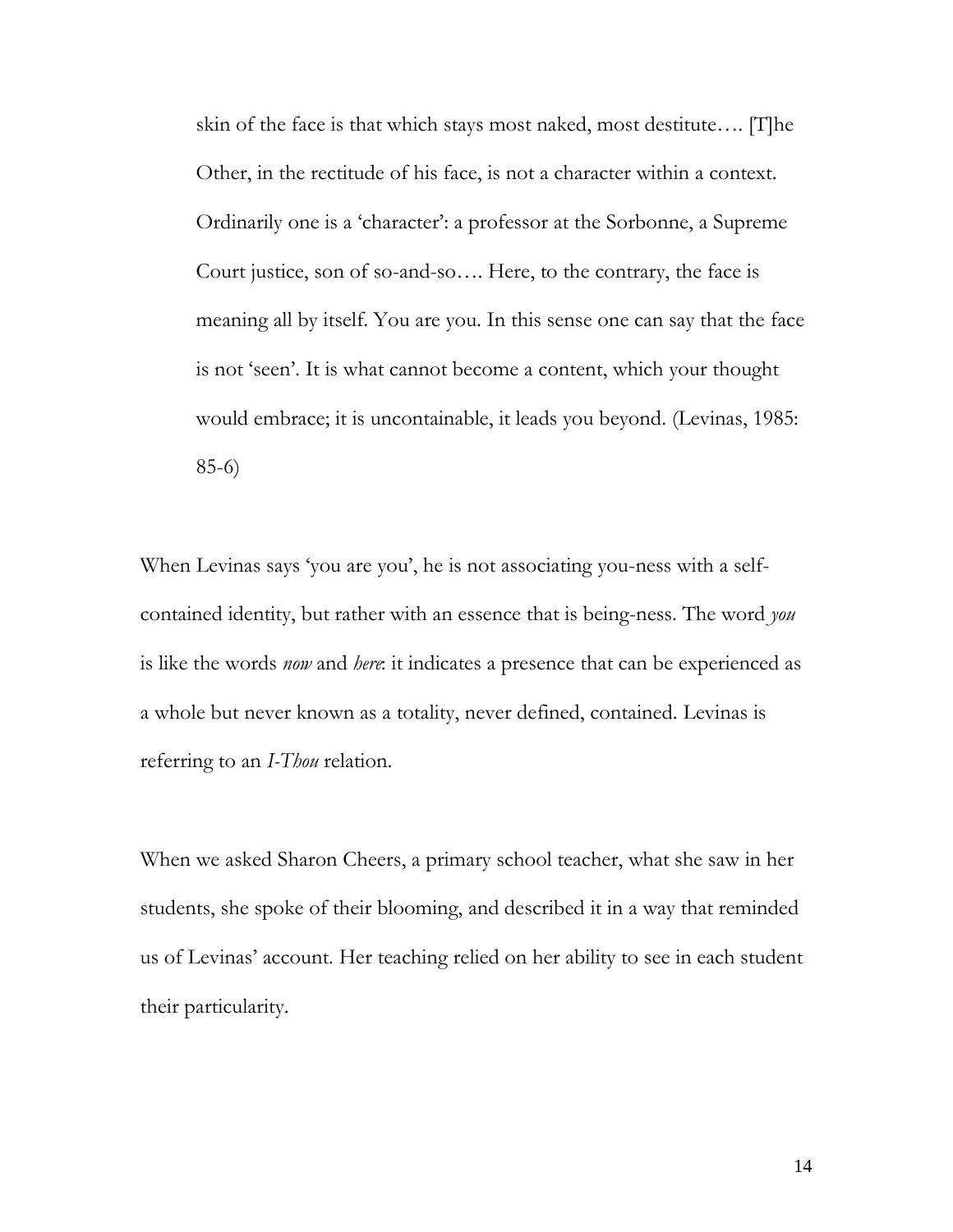> skin of the face is that which stays most naked, most destitute…. [T]he Other, in the rectitude of his face, is not a character within a context. Ordinarily one is a 'character': a professor at the Sorbonne, a Supreme Court justice, son of so-and-so…. Here, to the contrary, the face is meaning all by itself. You are you. In this sense one can say that the face is not 'seen'. It is what cannot become a content, which your thought would embrace; it is uncontainable, it leads you beyond. (Levinas, 1985: 85-6)

When Levinas says 'you are you', he is not associating you-ness with a self-contained identity, but rather with an essence that is being-ness. The word *you* is like the words *now* and *here*: it indicates a presence that can be experienced as a whole but never known as a totality, never defined, contained. Levinas is referring to an *I-Thou* relation.

When we asked Sharon Cheers, a primary school teacher, what she saw in her students, she spoke of their blooming, and described it in a way that reminded us of Levinas' account. Her teaching relied on her ability to see in each student their particularity.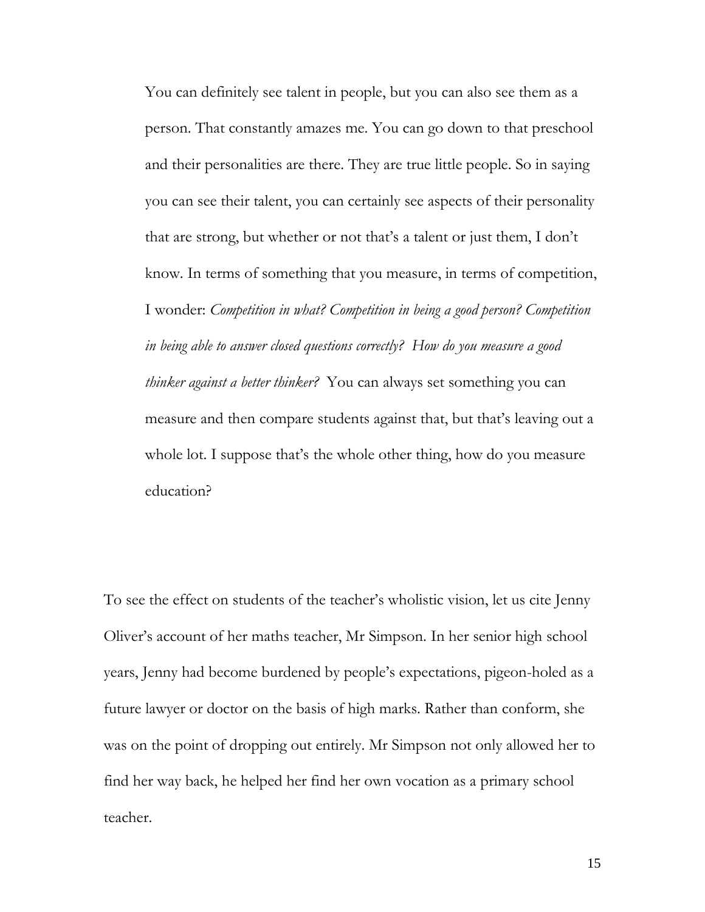> You can definitely see talent in people, but you can also see them as a person. That constantly amazes me. You can go down to that preschool and their personalities are there. They are true little people. So in saying you can see their talent, you can certainly see aspects of their personality that are strong, but whether or not that's a talent or just them, I don't know. In terms of something that you measure, in terms of competition, I wonder: *Competition in what? Competition in being a good person? Competition in being able to answer closed questions correctly? How do you measure a good thinker against a better thinker?* You can always set something you can measure and then compare students against that, but that's leaving out a whole lot. I suppose that's the whole other thing, how do you measure education?

To see the effect on students of the teacher's wholistic vision, let us cite Jenny Oliver's account of her maths teacher, Mr Simpson. In her senior high school years, Jenny had become burdened by people's expectations, pigeon-holed as a future lawyer or doctor on the basis of high marks. Rather than conform, she was on the point of dropping out entirely. Mr Simpson not only allowed her to find her way back, he helped her find her own vocation as a primary school teacher.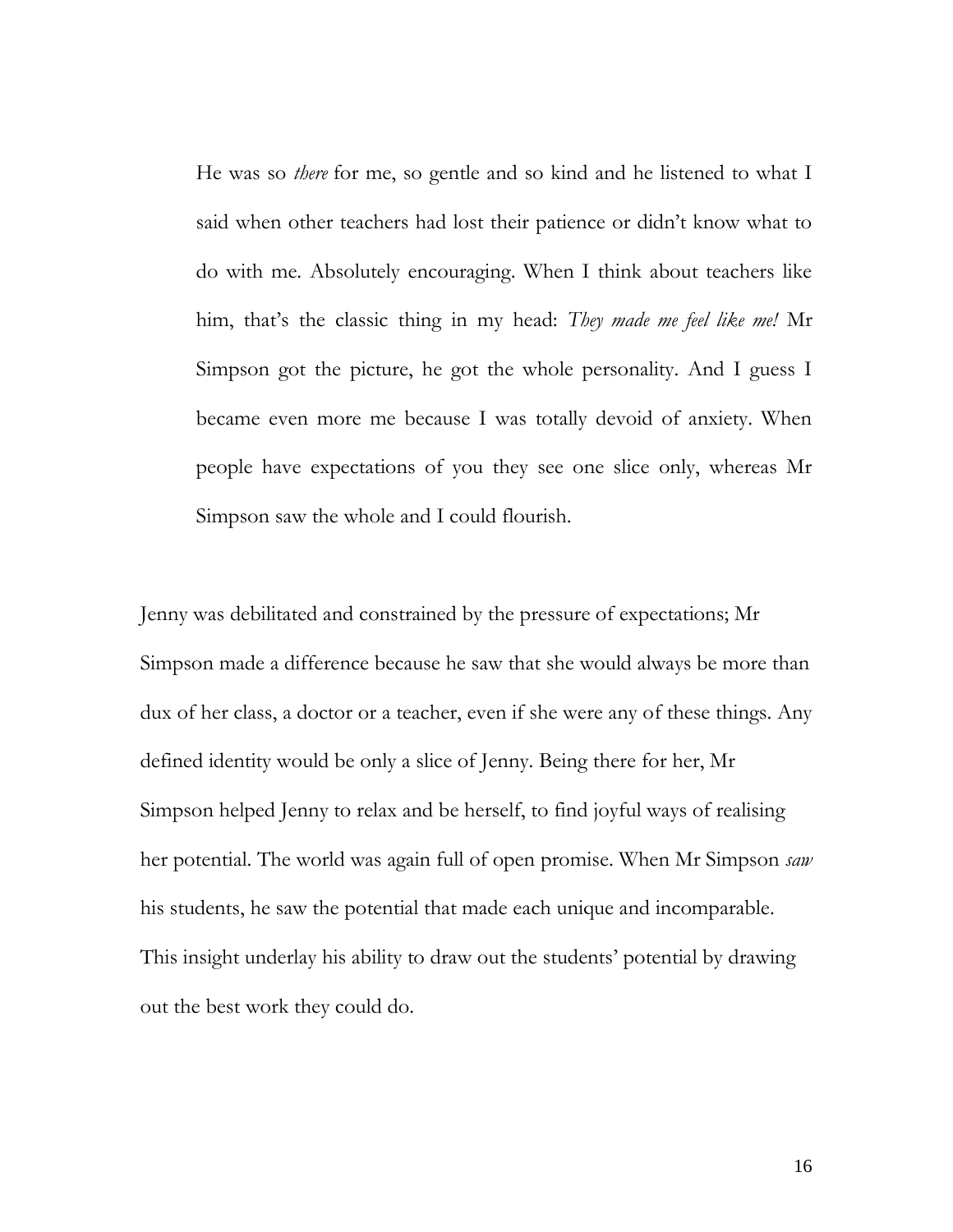> He was so *there* for me, so gentle and so kind and he listened to what I said when other teachers had lost their patience or didn't know what to do with me. Absolutely encouraging. When I think about teachers like him, that's the classic thing in my head: *They made me feel like me!* Mr Simpson got the picture, he got the whole personality. And I guess I became even more me because I was totally devoid of anxiety. When people have expectations of you they see one slice only, whereas Mr Simpson saw the whole and I could flourish.

Jenny was debilitated and constrained by the pressure of expectations; Mr Simpson made a difference because he saw that she would always be more than dux of her class, a doctor or a teacher, even if she were any of these things. Any defined identity would be only a slice of Jenny. Being there for her, Mr Simpson helped Jenny to relax and be herself, to find joyful ways of realising her potential. The world was again full of open promise. When Mr Simpson *saw* his students, he saw the potential that made each unique and incomparable. This insight underlay his ability to draw out the students' potential by drawing out the best work they could do.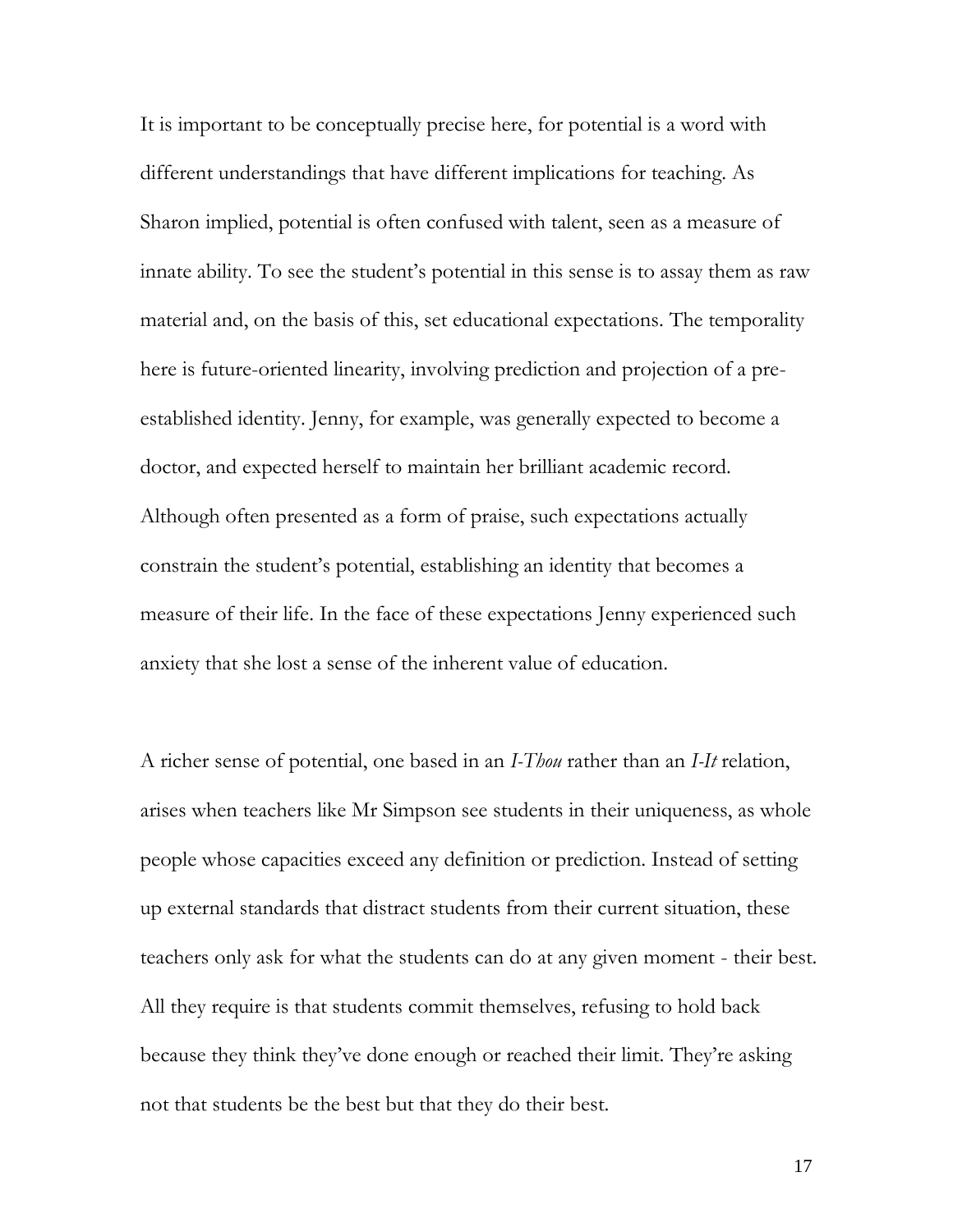It is important to be conceptually precise here, for potential is a word with different understandings that have different implications for teaching. As Sharon implied, potential is often confused with talent, seen as a measure of innate ability. To see the student's potential in this sense is to assay them as raw material and, on the basis of this, set educational expectations. The temporality here is future-oriented linearity, involving prediction and projection of a pre-established identity. Jenny, for example, was generally expected to become a doctor, and expected herself to maintain her brilliant academic record. Although often presented as a form of praise, such expectations actually constrain the student's potential, establishing an identity that becomes a measure of their life. In the face of these expectations Jenny experienced such anxiety that she lost a sense of the inherent value of education.

A richer sense of potential, one based in an *I-Thou* rather than an *I-It* relation, arises when teachers like Mr Simpson see students in their uniqueness, as whole people whose capacities exceed any definition or prediction. Instead of setting up external standards that distract students from their current situation, these teachers only ask for what the students can do at any given moment - their best. All they require is that students commit themselves, refusing to hold back because they think they've done enough or reached their limit. They're asking not that students be the best but that they do their best.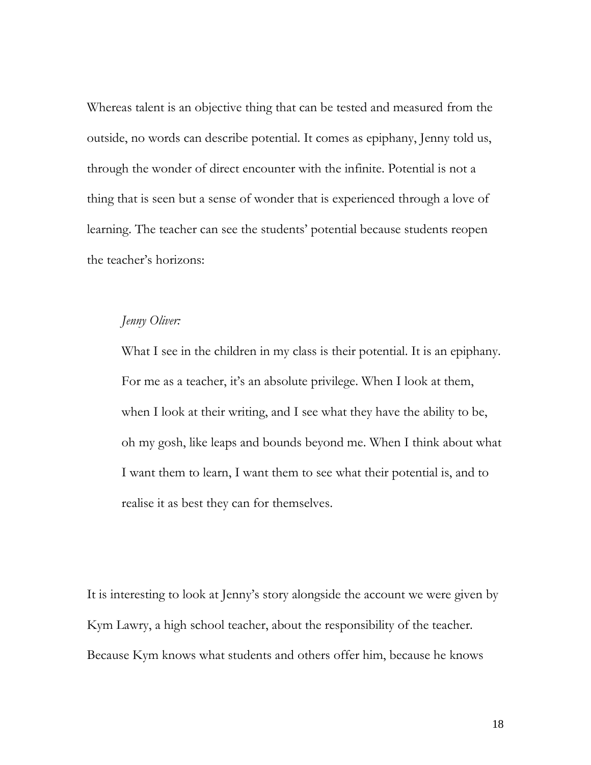Whereas talent is an objective thing that can be tested and measured from the outside, no words can describe potential. It comes as epiphany, Jenny told us, through the wonder of direct encounter with the infinite. Potential is not a thing that is seen but a sense of wonder that is experienced through a love of learning. The teacher can see the students' potential because students reopen the teacher's horizons:

> *Jenny Oliver:*
>
> What I see in the children in my class is their potential. It is an epiphany. For me as a teacher, it's an absolute privilege. When I look at them, when I look at their writing, and I see what they have the ability to be, oh my gosh, like leaps and bounds beyond me. When I think about what I want them to learn, I want them to see what their potential is, and to realise it as best they can for themselves.

It is interesting to look at Jenny's story alongside the account we were given by Kym Lawry, a high school teacher, about the responsibility of the teacher. Because Kym knows what students and others offer him, because he knows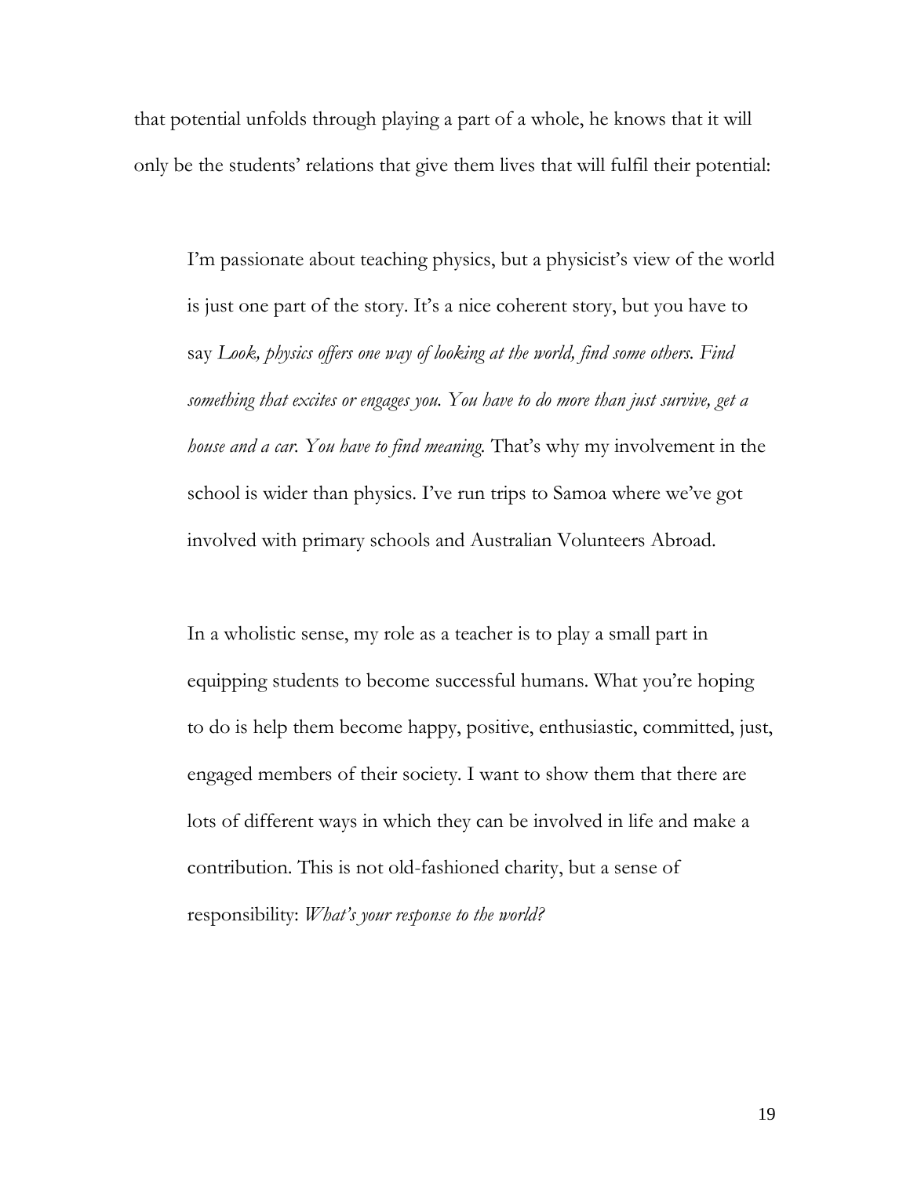that potential unfolds through playing a part of a whole, he knows that it will only be the students' relations that give them lives that will fulfil their potential:

> I'm passionate about teaching physics, but a physicist's view of the world is just one part of the story. It's a nice coherent story, but you have to say *Look, physics offers one way of looking at the world, find some others. Find something that excites or engages you. You have to do more than just survive, get a house and a car. You have to find meaning.* That's why my involvement in the school is wider than physics. I've run trips to Samoa where we've got involved with primary schools and Australian Volunteers Abroad.
>
> In a wholistic sense, my role as a teacher is to play a small part in equipping students to become successful humans. What you're hoping to do is help them become happy, positive, enthusiastic, committed, just, engaged members of their society. I want to show them that there are lots of different ways in which they can be involved in life and make a contribution. This is not old-fashioned charity, but a sense of responsibility: *What's your response to the world?*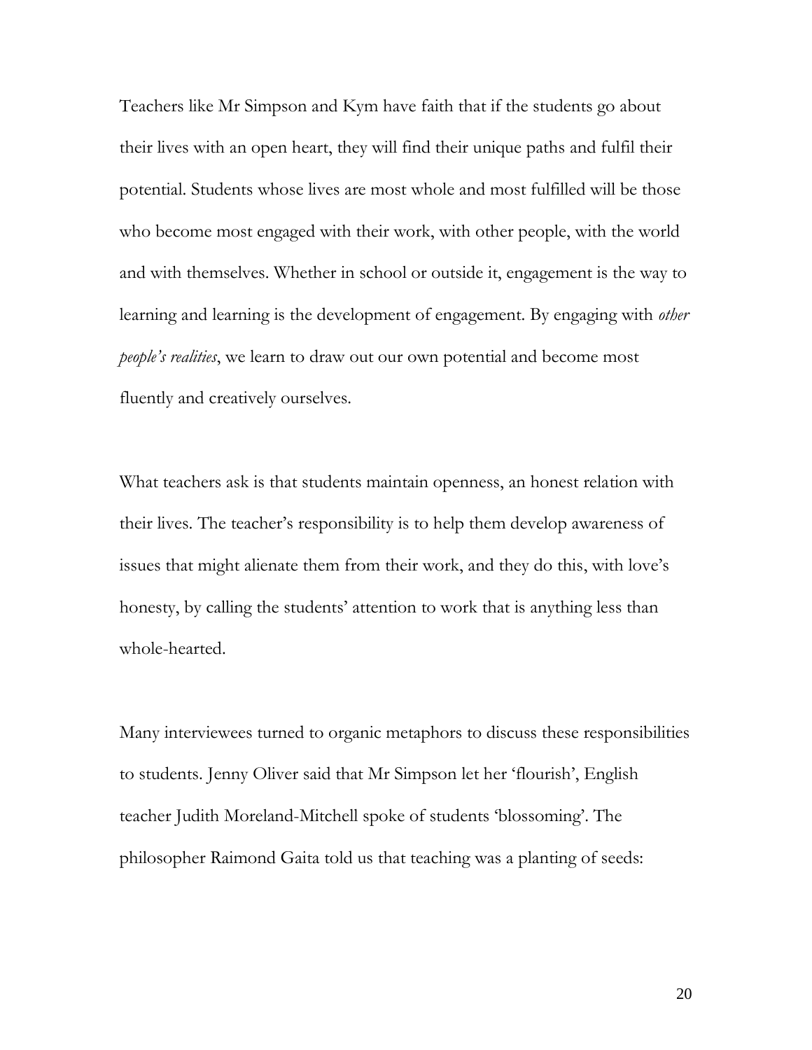Teachers like Mr Simpson and Kym have faith that if the students go about their lives with an open heart, they will find their unique paths and fulfil their potential. Students whose lives are most whole and most fulfilled will be those who become most engaged with their work, with other people, with the world and with themselves. Whether in school or outside it, engagement is the way to learning and learning is the development of engagement. By engaging with *other people's realities*, we learn to draw out our own potential and become most fluently and creatively ourselves.

What teachers ask is that students maintain openness, an honest relation with their lives. The teacher's responsibility is to help them develop awareness of issues that might alienate them from their work, and they do this, with love's honesty, by calling the students' attention to work that is anything less than whole-hearted.

Many interviewees turned to organic metaphors to discuss these responsibilities to students. Jenny Oliver said that Mr Simpson let her 'flourish', English teacher Judith Moreland-Mitchell spoke of students 'blossoming'. The philosopher Raimond Gaita told us that teaching was a planting of seeds: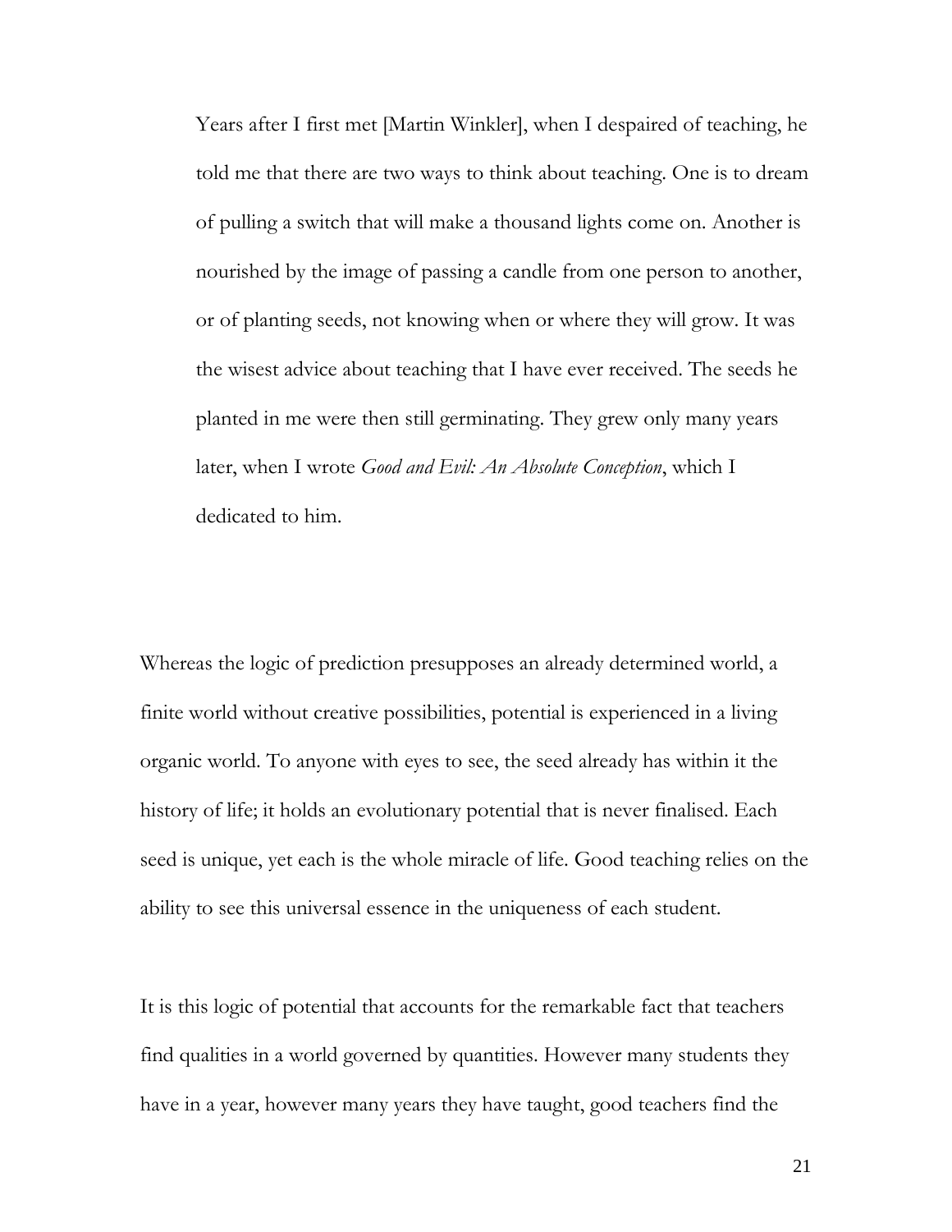> Years after I first met [Martin Winkler], when I despaired of teaching, he told me that there are two ways to think about teaching. One is to dream of pulling a switch that will make a thousand lights come on. Another is nourished by the image of passing a candle from one person to another, or of planting seeds, not knowing when or where they will grow. It was the wisest advice about teaching that I have ever received. The seeds he planted in me were then still germinating. They grew only many years later, when I wrote *Good and Evil: An Absolute Conception*, which I dedicated to him.

Whereas the logic of prediction presupposes an already determined world, a finite world without creative possibilities, potential is experienced in a living organic world. To anyone with eyes to see, the seed already has within it the history of life; it holds an evolutionary potential that is never finalised. Each seed is unique, yet each is the whole miracle of life. Good teaching relies on the ability to see this universal essence in the uniqueness of each student.

It is this logic of potential that accounts for the remarkable fact that teachers find qualities in a world governed by quantities. However many students they have in a year, however many years they have taught, good teachers find the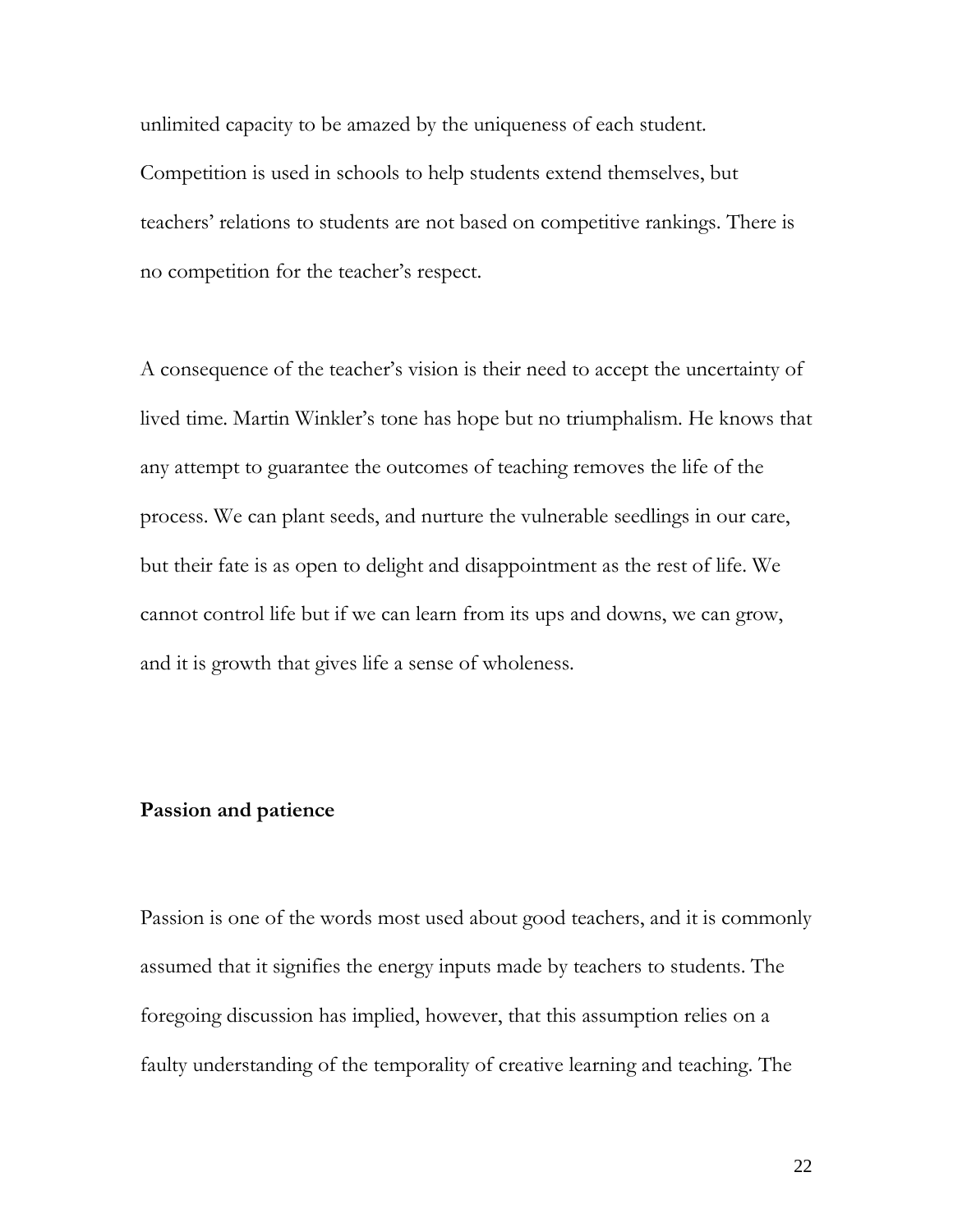unlimited capacity to be amazed by the uniqueness of each student. Competition is used in schools to help students extend themselves, but teachers' relations to students are not based on competitive rankings. There is no competition for the teacher's respect.

A consequence of the teacher's vision is their need to accept the uncertainty of lived time. Martin Winkler's tone has hope but no triumphalism. He knows that any attempt to guarantee the outcomes of teaching removes the life of the process. We can plant seeds, and nurture the vulnerable seedlings in our care, but their fate is as open to delight and disappointment as the rest of life. We cannot control life but if we can learn from its ups and downs, we can grow, and it is growth that gives life a sense of wholeness.

**Passion and patience**

Passion is one of the words most used about good teachers, and it is commonly assumed that it signifies the energy inputs made by teachers to students. The foregoing discussion has implied, however, that this assumption relies on a faulty understanding of the temporality of creative learning and teaching. The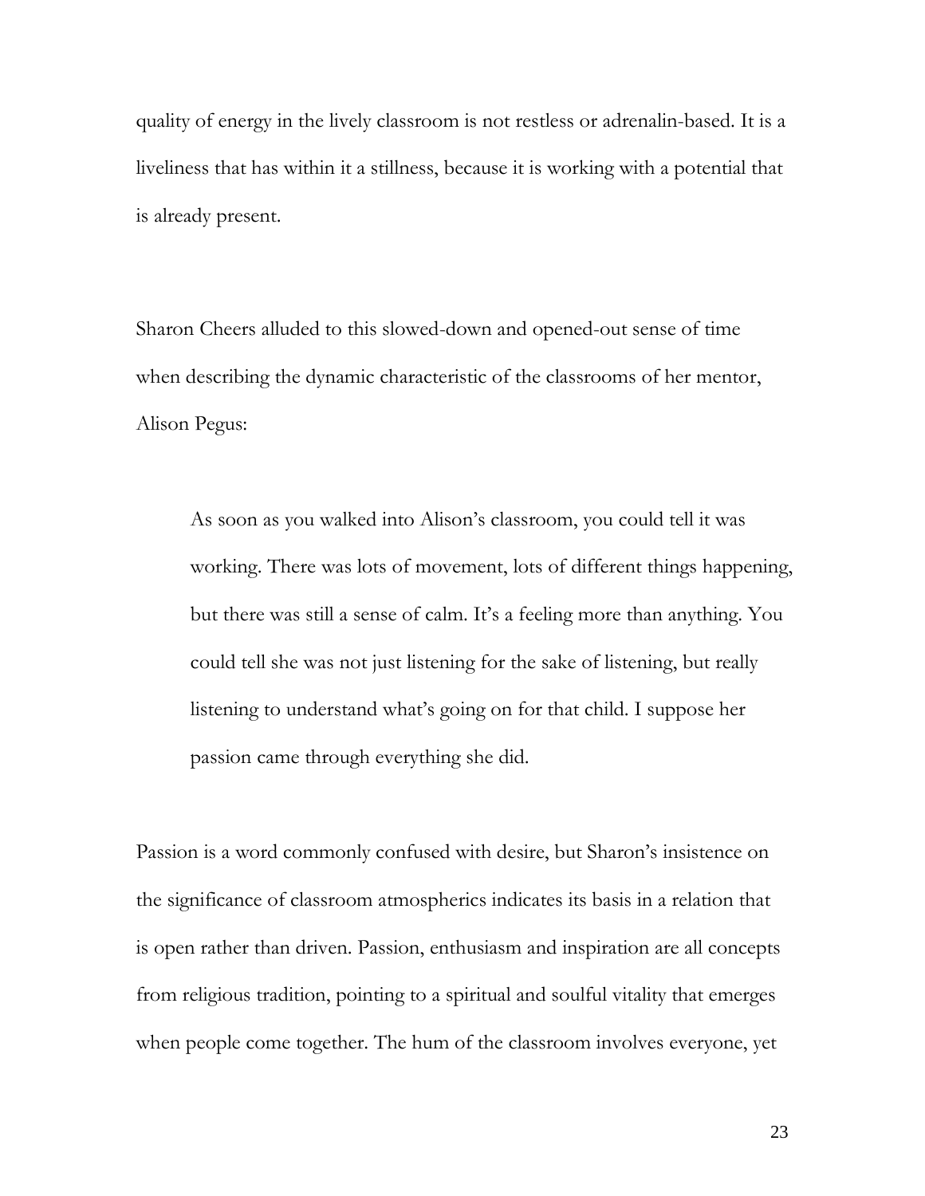quality of energy in the lively classroom is not restless or adrenalin-based. It is a liveliness that has within it a stillness, because it is working with a potential that is already present.

Sharon Cheers alluded to this slowed-down and opened-out sense of time when describing the dynamic characteristic of the classrooms of her mentor, Alison Pegus:

> As soon as you walked into Alison's classroom, you could tell it was working. There was lots of movement, lots of different things happening, but there was still a sense of calm. It's a feeling more than anything. You could tell she was not just listening for the sake of listening, but really listening to understand what's going on for that child. I suppose her passion came through everything she did.

Passion is a word commonly confused with desire, but Sharon's insistence on the significance of classroom atmospherics indicates its basis in a relation that is open rather than driven. Passion, enthusiasm and inspiration are all concepts from religious tradition, pointing to a spiritual and soulful vitality that emerges when people come together. The hum of the classroom involves everyone, yet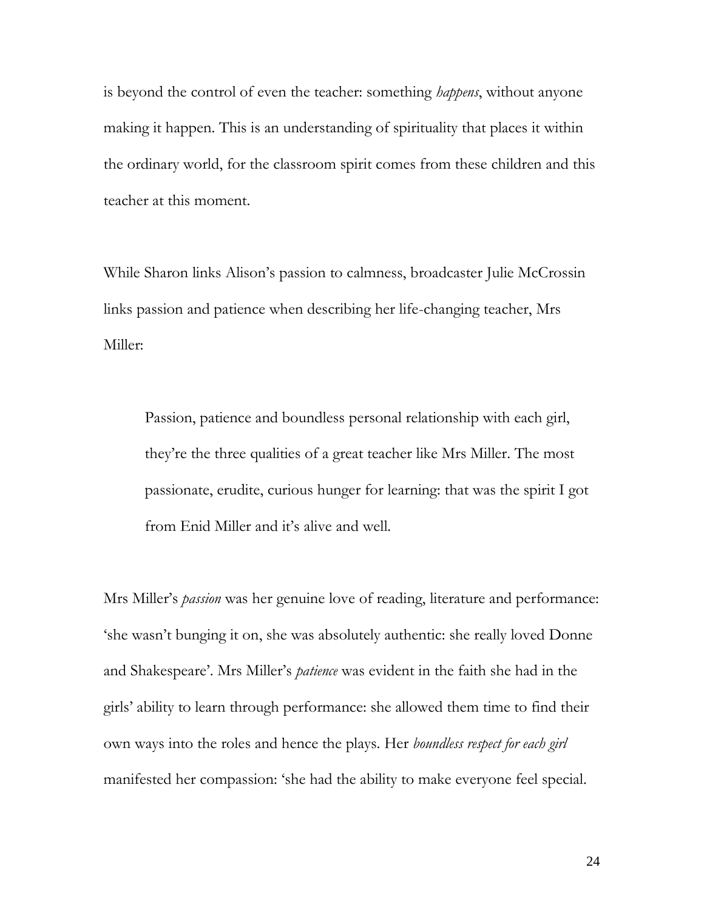is beyond the control of even the teacher: something *happens*, without anyone making it happen. This is an understanding of spirituality that places it within the ordinary world, for the classroom spirit comes from these children and this teacher at this moment.

While Sharon links Alison's passion to calmness, broadcaster Julie McCrossin links passion and patience when describing her life-changing teacher, Mrs Miller:

> Passion, patience and boundless personal relationship with each girl, they're the three qualities of a great teacher like Mrs Miller. The most passionate, erudite, curious hunger for learning: that was the spirit I got from Enid Miller and it's alive and well.

Mrs Miller's *passion* was her genuine love of reading, literature and performance: 'she wasn't bunging it on, she was absolutely authentic: she really loved Donne and Shakespeare'. Mrs Miller's *patience* was evident in the faith she had in the girls' ability to learn through performance: she allowed them time to find their own ways into the roles and hence the plays. Her *boundless respect for each girl* manifested her compassion: 'she had the ability to make everyone feel special.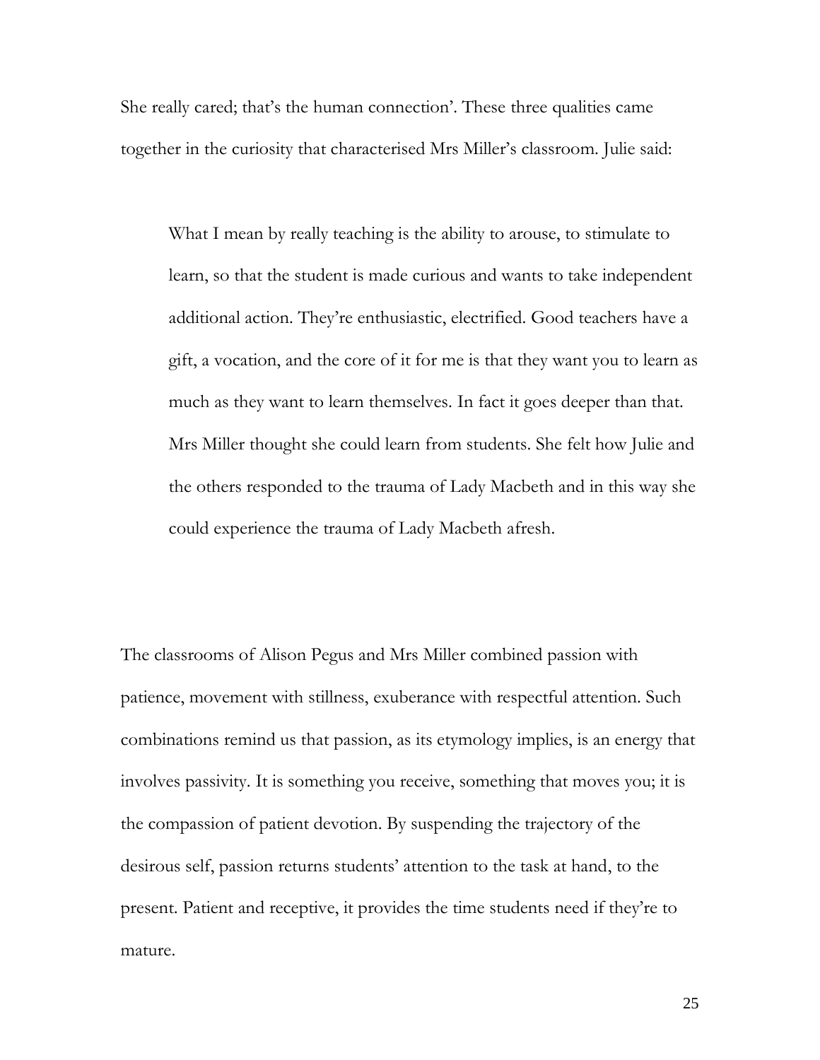She really cared; that's the human connection'. These three qualities came together in the curiosity that characterised Mrs Miller's classroom. Julie said:

> What I mean by really teaching is the ability to arouse, to stimulate to learn, so that the student is made curious and wants to take independent additional action. They're enthusiastic, electrified. Good teachers have a gift, a vocation, and the core of it for me is that they want you to learn as much as they want to learn themselves. In fact it goes deeper than that. Mrs Miller thought she could learn from students. She felt how Julie and the others responded to the trauma of Lady Macbeth and in this way she could experience the trauma of Lady Macbeth afresh.

The classrooms of Alison Pegus and Mrs Miller combined passion with patience, movement with stillness, exuberance with respectful attention. Such combinations remind us that passion, as its etymology implies, is an energy that involves passivity. It is something you receive, something that moves you; it is the compassion of patient devotion. By suspending the trajectory of the desirous self, passion returns students' attention to the task at hand, to the present. Patient and receptive, it provides the time students need if they're to mature.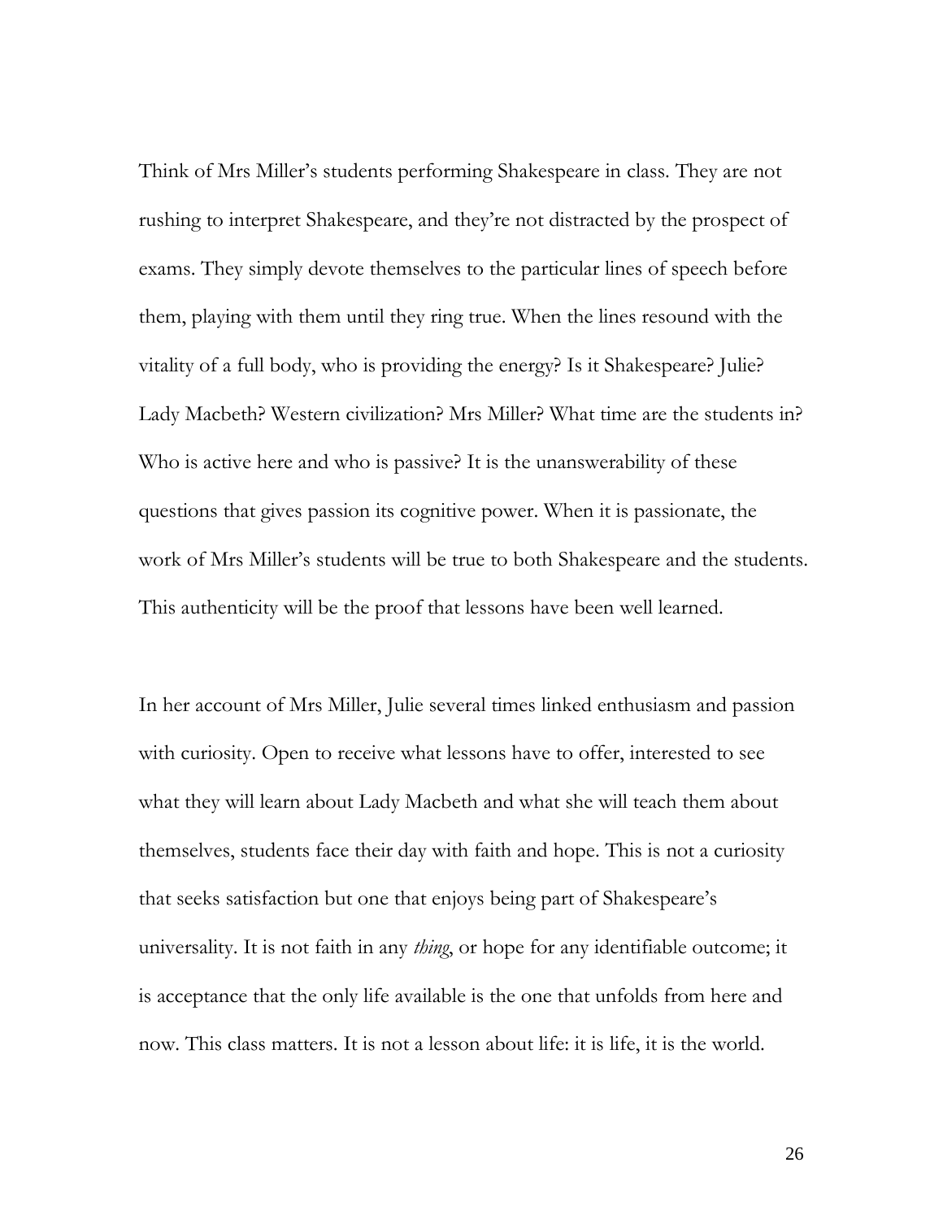Think of Mrs Miller's students performing Shakespeare in class. They are not rushing to interpret Shakespeare, and they're not distracted by the prospect of exams. They simply devote themselves to the particular lines of speech before them, playing with them until they ring true. When the lines resound with the vitality of a full body, who is providing the energy? Is it Shakespeare? Julie? Lady Macbeth? Western civilization? Mrs Miller? What time are the students in? Who is active here and who is passive? It is the unanswerability of these questions that gives passion its cognitive power. When it is passionate, the work of Mrs Miller's students will be true to both Shakespeare and the students. This authenticity will be the proof that lessons have been well learned.

In her account of Mrs Miller, Julie several times linked enthusiasm and passion with curiosity. Open to receive what lessons have to offer, interested to see what they will learn about Lady Macbeth and what she will teach them about themselves, students face their day with faith and hope. This is not a curiosity that seeks satisfaction but one that enjoys being part of Shakespeare's universality. It is not faith in any *thing*, or hope for any identifiable outcome; it is acceptance that the only life available is the one that unfolds from here and now. This class matters. It is not a lesson about life: it is life, it is the world.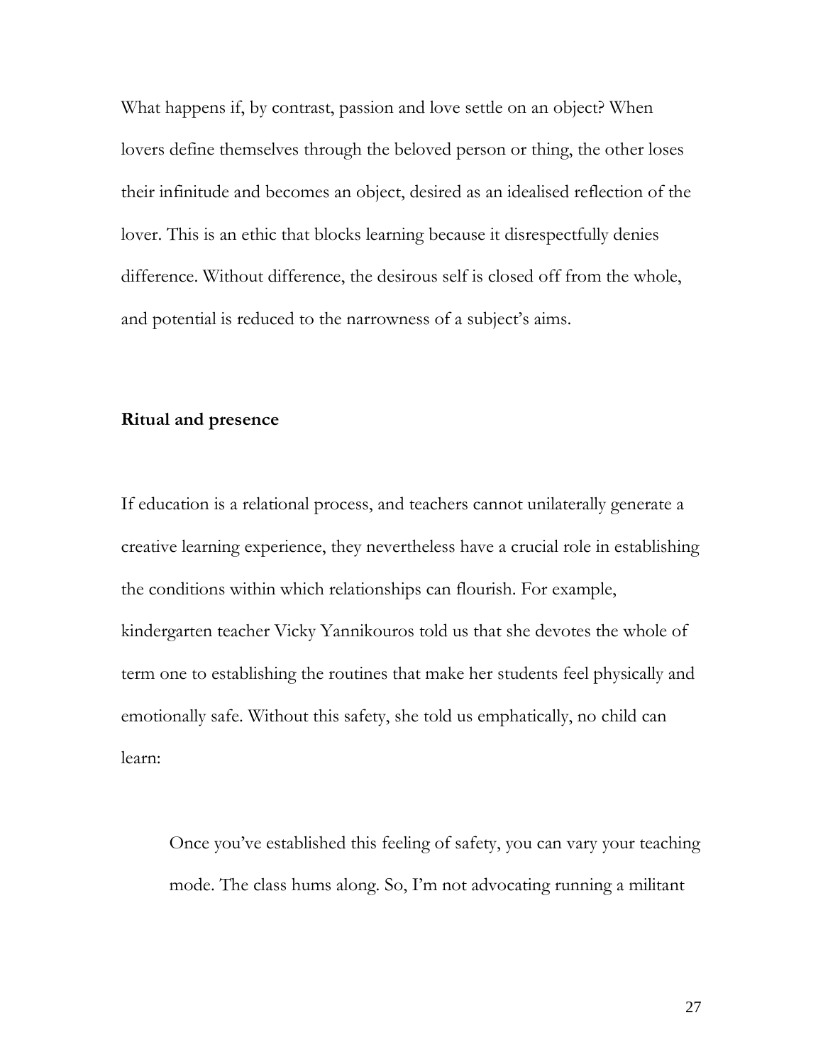What happens if, by contrast, passion and love settle on an object? When lovers define themselves through the beloved person or thing, the other loses their infinitude and becomes an object, desired as an idealised reflection of the lover. This is an ethic that blocks learning because it disrespectfully denies difference. Without difference, the desirous self is closed off from the whole, and potential is reduced to the narrowness of a subject's aims.

**Ritual and presence**

If education is a relational process, and teachers cannot unilaterally generate a creative learning experience, they nevertheless have a crucial role in establishing the conditions within which relationships can flourish. For example, kindergarten teacher Vicky Yannikouros told us that she devotes the whole of term one to establishing the routines that make her students feel physically and emotionally safe. Without this safety, she told us emphatically, no child can learn:

> Once you've established this feeling of safety, you can vary your teaching mode. The class hums along. So, I'm not advocating running a militant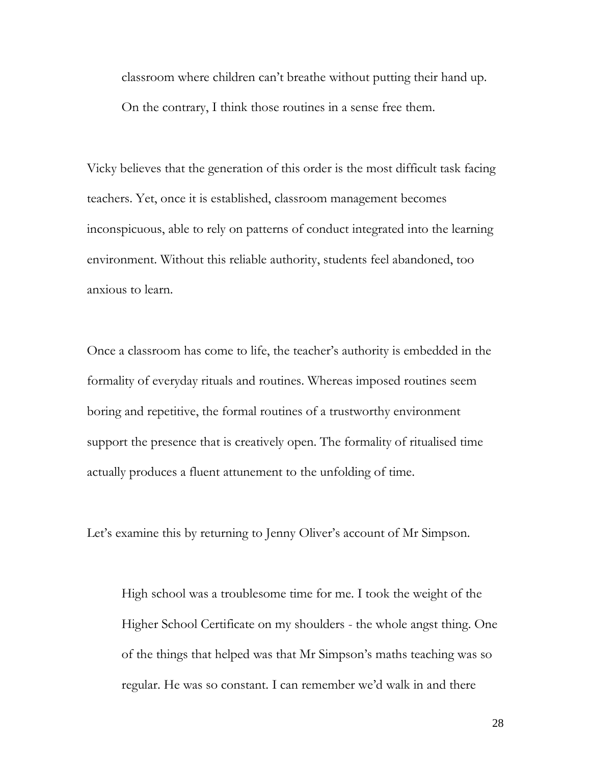> classroom where children can't breathe without putting their hand up. On the contrary, I think those routines in a sense free them.

Vicky believes that the generation of this order is the most difficult task facing teachers. Yet, once it is established, classroom management becomes inconspicuous, able to rely on patterns of conduct integrated into the learning environment. Without this reliable authority, students feel abandoned, too anxious to learn.

Once a classroom has come to life, the teacher's authority is embedded in the formality of everyday rituals and routines. Whereas imposed routines seem boring and repetitive, the formal routines of a trustworthy environment support the presence that is creatively open. The formality of ritualised time actually produces a fluent attunement to the unfolding of time.

Let's examine this by returning to Jenny Oliver's account of Mr Simpson.

> High school was a troublesome time for me. I took the weight of the Higher School Certificate on my shoulders - the whole angst thing. One of the things that helped was that Mr Simpson's maths teaching was so regular. He was so constant. I can remember we'd walk in and there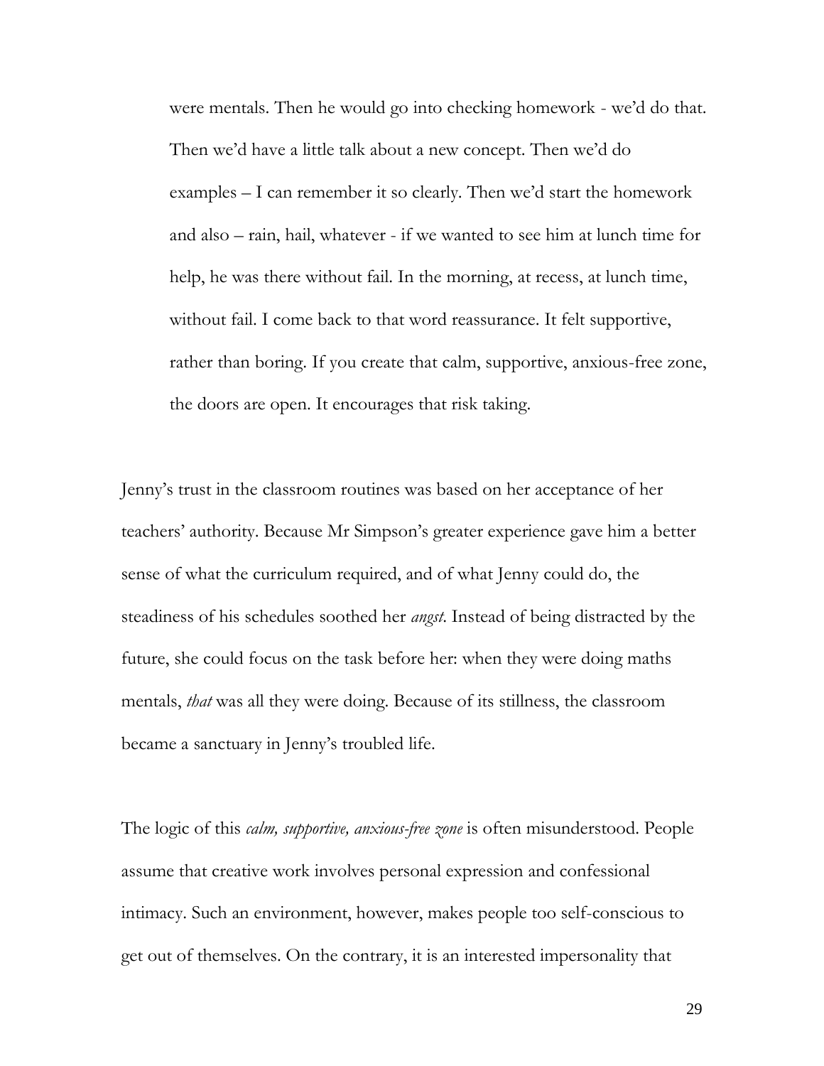> were mentals. Then he would go into checking homework - we'd do that. Then we'd have a little talk about a new concept. Then we'd do examples – I can remember it so clearly. Then we'd start the homework and also – rain, hail, whatever - if we wanted to see him at lunch time for help, he was there without fail. In the morning, at recess, at lunch time, without fail. I come back to that word reassurance. It felt supportive, rather than boring. If you create that calm, supportive, anxious-free zone, the doors are open. It encourages that risk taking.

Jenny's trust in the classroom routines was based on her acceptance of her teachers' authority. Because Mr Simpson's greater experience gave him a better sense of what the curriculum required, and of what Jenny could do, the steadiness of his schedules soothed her *angst*. Instead of being distracted by the future, she could focus on the task before her: when they were doing maths mentals, *that* was all they were doing. Because of its stillness, the classroom became a sanctuary in Jenny's troubled life.

The logic of this *calm, supportive, anxious-free zone* is often misunderstood. People assume that creative work involves personal expression and confessional intimacy. Such an environment, however, makes people too self-conscious to get out of themselves. On the contrary, it is an interested impersonality that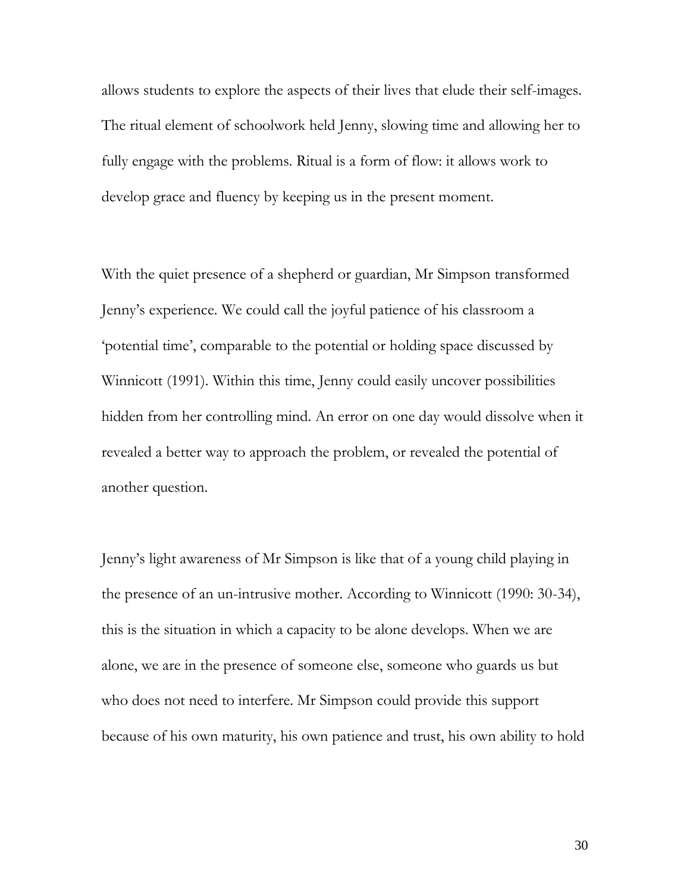allows students to explore the aspects of their lives that elude their self-images. The ritual element of schoolwork held Jenny, slowing time and allowing her to fully engage with the problems. Ritual is a form of flow: it allows work to develop grace and fluency by keeping us in the present moment.

With the quiet presence of a shepherd or guardian, Mr Simpson transformed Jenny's experience. We could call the joyful patience of his classroom a 'potential time', comparable to the potential or holding space discussed by Winnicott (1991). Within this time, Jenny could easily uncover possibilities hidden from her controlling mind. An error on one day would dissolve when it revealed a better way to approach the problem, or revealed the potential of another question.

Jenny's light awareness of Mr Simpson is like that of a young child playing in the presence of an un-intrusive mother. According to Winnicott (1990: 30-34), this is the situation in which a capacity to be alone develops. When we are alone, we are in the presence of someone else, someone who guards us but who does not need to interfere. Mr Simpson could provide this support because of his own maturity, his own patience and trust, his own ability to hold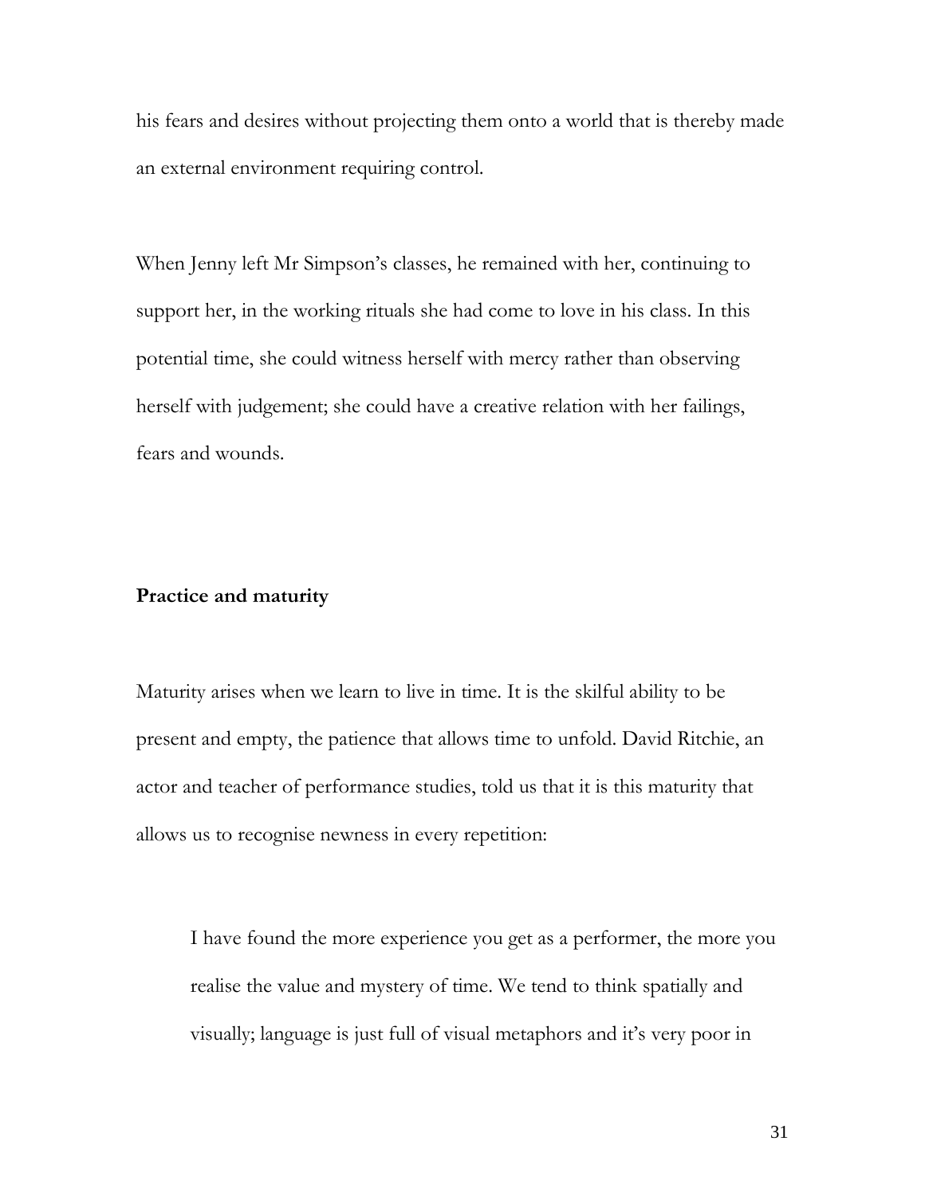his fears and desires without projecting them onto a world that is thereby made an external environment requiring control.

When Jenny left Mr Simpson's classes, he remained with her, continuing to support her, in the working rituals she had come to love in his class. In this potential time, she could witness herself with mercy rather than observing herself with judgement; she could have a creative relation with her failings, fears and wounds.

**Practice and maturity**

Maturity arises when we learn to live in time. It is the skilful ability to be present and empty, the patience that allows time to unfold. David Ritchie, an actor and teacher of performance studies, told us that it is this maturity that allows us to recognise newness in every repetition:

> I have found the more experience you get as a performer, the more you realise the value and mystery of time. We tend to think spatially and visually; language is just full of visual metaphors and it's very poor in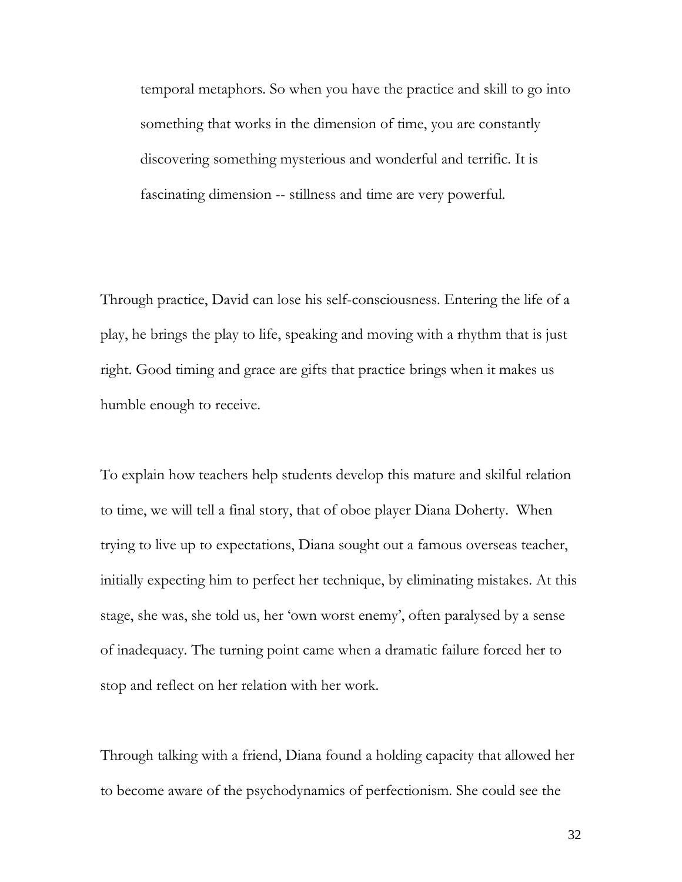> temporal metaphors. So when you have the practice and skill to go into something that works in the dimension of time, you are constantly discovering something mysterious and wonderful and terrific. It is fascinating dimension -- stillness and time are very powerful.

Through practice, David can lose his self-consciousness. Entering the life of a play, he brings the play to life, speaking and moving with a rhythm that is just right. Good timing and grace are gifts that practice brings when it makes us humble enough to receive.

To explain how teachers help students develop this mature and skilful relation to time, we will tell a final story, that of oboe player Diana Doherty. When trying to live up to expectations, Diana sought out a famous overseas teacher, initially expecting him to perfect her technique, by eliminating mistakes. At this stage, she was, she told us, her 'own worst enemy', often paralysed by a sense of inadequacy. The turning point came when a dramatic failure forced her to stop and reflect on her relation with her work.

Through talking with a friend, Diana found a holding capacity that allowed her to become aware of the psychodynamics of perfectionism. She could see the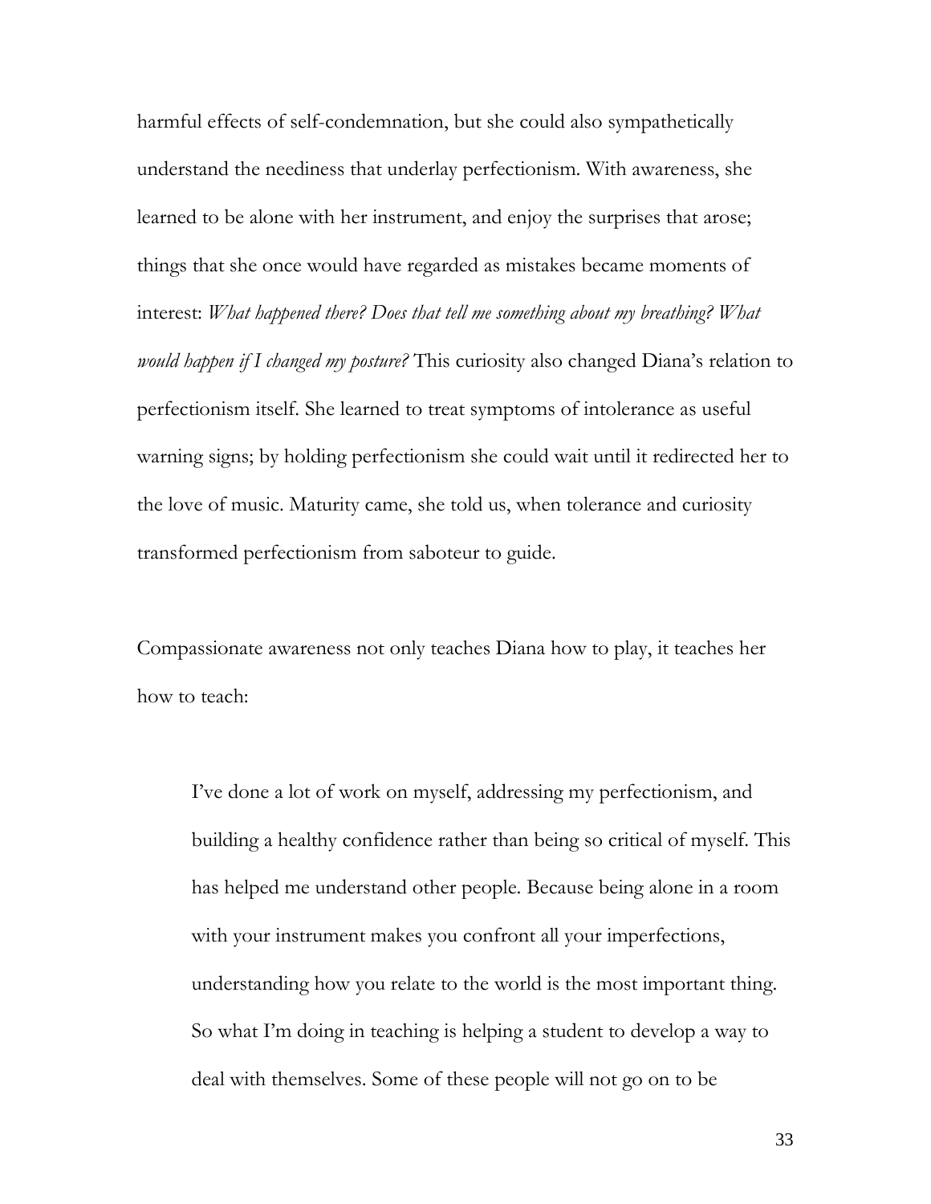harmful effects of self-condemnation, but she could also sympathetically understand the neediness that underlay perfectionism. With awareness, she learned to be alone with her instrument, and enjoy the surprises that arose; things that she once would have regarded as mistakes became moments of interest: *What happened there? Does that tell me something about my breathing? What would happen if I changed my posture?* This curiosity also changed Diana's relation to perfectionism itself. She learned to treat symptoms of intolerance as useful warning signs; by holding perfectionism she could wait until it redirected her to the love of music. Maturity came, she told us, when tolerance and curiosity transformed perfectionism from saboteur to guide.

Compassionate awareness not only teaches Diana how to play, it teaches her how to teach:

> I've done a lot of work on myself, addressing my perfectionism, and building a healthy confidence rather than being so critical of myself. This has helped me understand other people. Because being alone in a room with your instrument makes you confront all your imperfections, understanding how you relate to the world is the most important thing. So what I'm doing in teaching is helping a student to develop a way to deal with themselves. Some of these people will not go on to be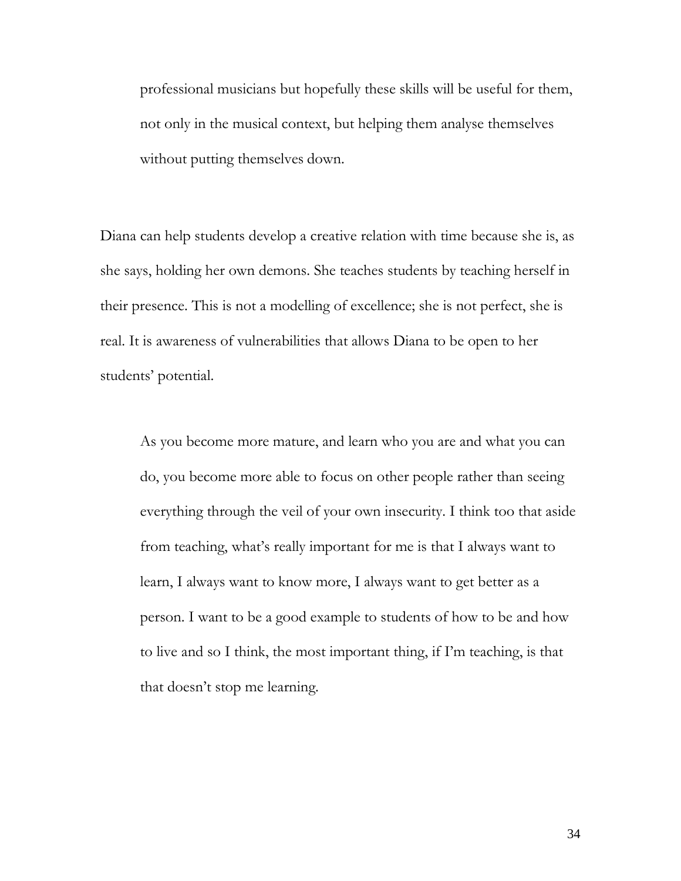> professional musicians but hopefully these skills will be useful for them, not only in the musical context, but helping them analyse themselves without putting themselves down.

Diana can help students develop a creative relation with time because she is, as she says, holding her own demons. She teaches students by teaching herself in their presence. This is not a modelling of excellence; she is not perfect, she is real. It is awareness of vulnerabilities that allows Diana to be open to her students' potential.

> As you become more mature, and learn who you are and what you can do, you become more able to focus on other people rather than seeing everything through the veil of your own insecurity. I think too that aside from teaching, what's really important for me is that I always want to learn, I always want to know more, I always want to get better as a person. I want to be a good example to students of how to be and how to live and so I think, the most important thing, if I'm teaching, is that that doesn't stop me learning.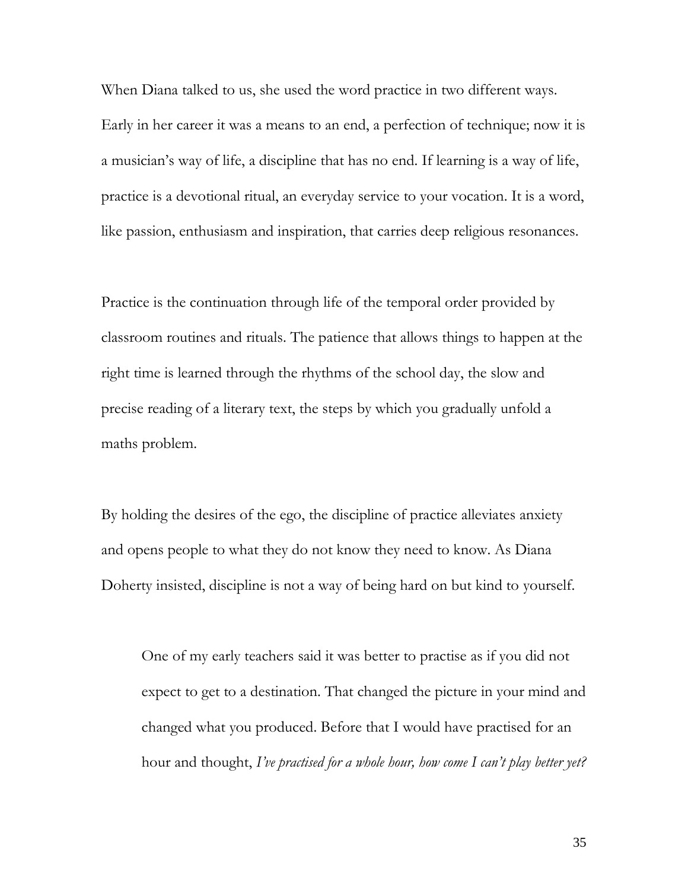When Diana talked to us, she used the word practice in two different ways. Early in her career it was a means to an end, a perfection of technique; now it is a musician's way of life, a discipline that has no end. If learning is a way of life, practice is a devotional ritual, an everyday service to your vocation. It is a word, like passion, enthusiasm and inspiration, that carries deep religious resonances.

Practice is the continuation through life of the temporal order provided by classroom routines and rituals. The patience that allows things to happen at the right time is learned through the rhythms of the school day, the slow and precise reading of a literary text, the steps by which you gradually unfold a maths problem.

By holding the desires of the ego, the discipline of practice alleviates anxiety and opens people to what they do not know they need to know. As Diana Doherty insisted, discipline is not a way of being hard on but kind to yourself.

> One of my early teachers said it was better to practise as if you did not expect to get to a destination. That changed the picture in your mind and changed what you produced. Before that I would have practised for an hour and thought, *I've practised for a whole hour, how come I can't play better yet?*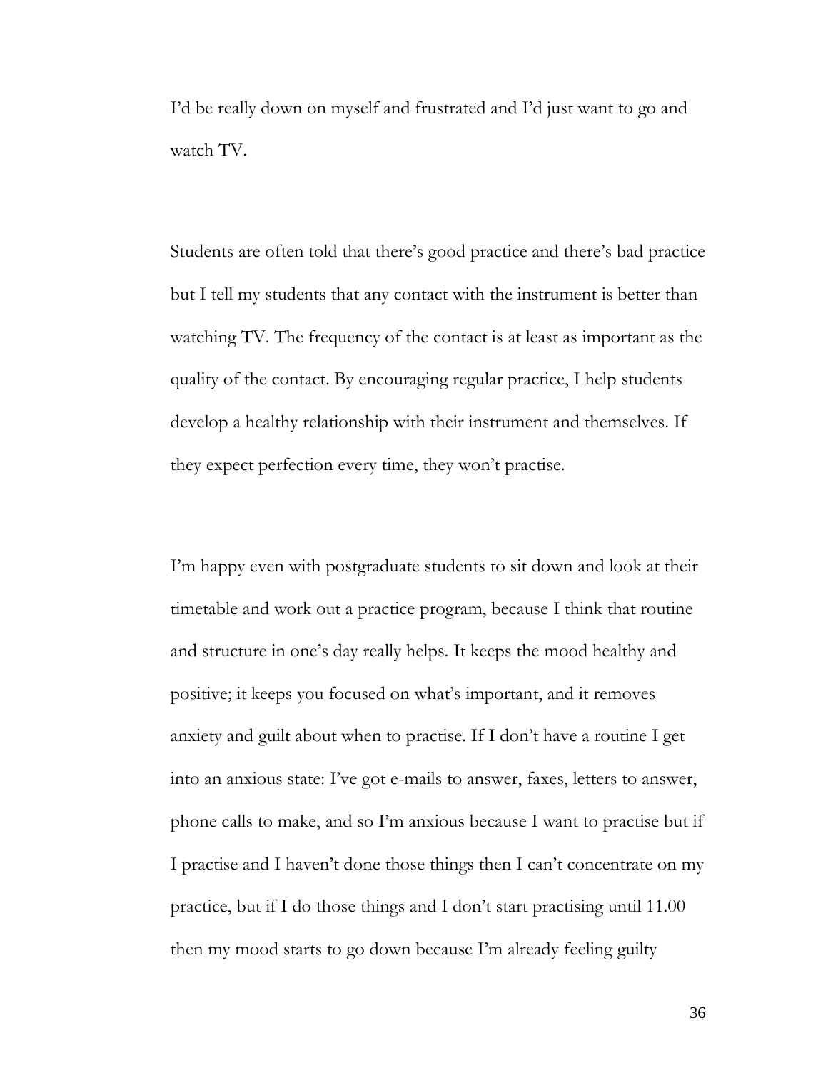I'd be really down on myself and frustrated and I'd just want to go and watch TV.

Students are often told that there's good practice and there's bad practice but I tell my students that any contact with the instrument is better than watching TV. The frequency of the contact is at least as important as the quality of the contact. By encouraging regular practice, I help students develop a healthy relationship with their instrument and themselves. If they expect perfection every time, they won't practise.

I'm happy even with postgraduate students to sit down and look at their timetable and work out a practice program, because I think that routine and structure in one's day really helps. It keeps the mood healthy and positive; it keeps you focused on what's important, and it removes anxiety and guilt about when to practise. If I don't have a routine I get into an anxious state: I've got e-mails to answer, faxes, letters to answer, phone calls to make, and so I'm anxious because I want to practise but if I practise and I haven't done those things then I can't concentrate on my practice, but if I do those things and I don't start practising until 11.00 then my mood starts to go down because I'm already feeling guilty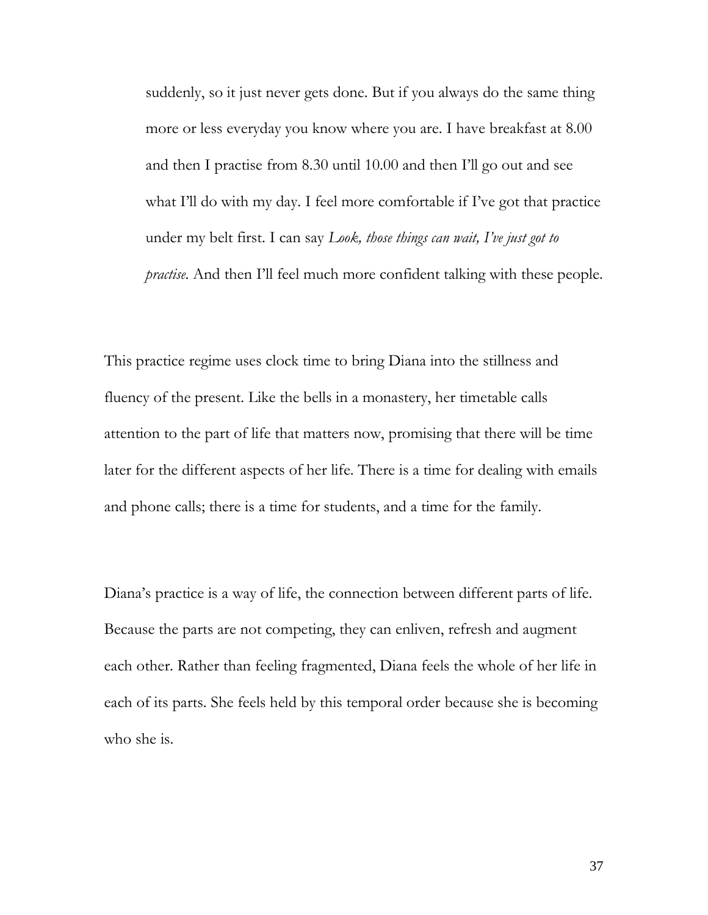> suddenly, so it just never gets done. But if you always do the same thing more or less everyday you know where you are. I have breakfast at 8.00 and then I practise from 8.30 until 10.00 and then I'll go out and see what I'll do with my day. I feel more comfortable if I've got that practice under my belt first. I can say *Look, those things can wait, I've just got to practise.* And then I'll feel much more confident talking with these people.

This practice regime uses clock time to bring Diana into the stillness and fluency of the present. Like the bells in a monastery, her timetable calls attention to the part of life that matters now, promising that there will be time later for the different aspects of her life. There is a time for dealing with emails and phone calls; there is a time for students, and a time for the family.

Diana's practice is a way of life, the connection between different parts of life. Because the parts are not competing, they can enliven, refresh and augment each other. Rather than feeling fragmented, Diana feels the whole of her life in each of its parts. She feels held by this temporal order because she is becoming who she is.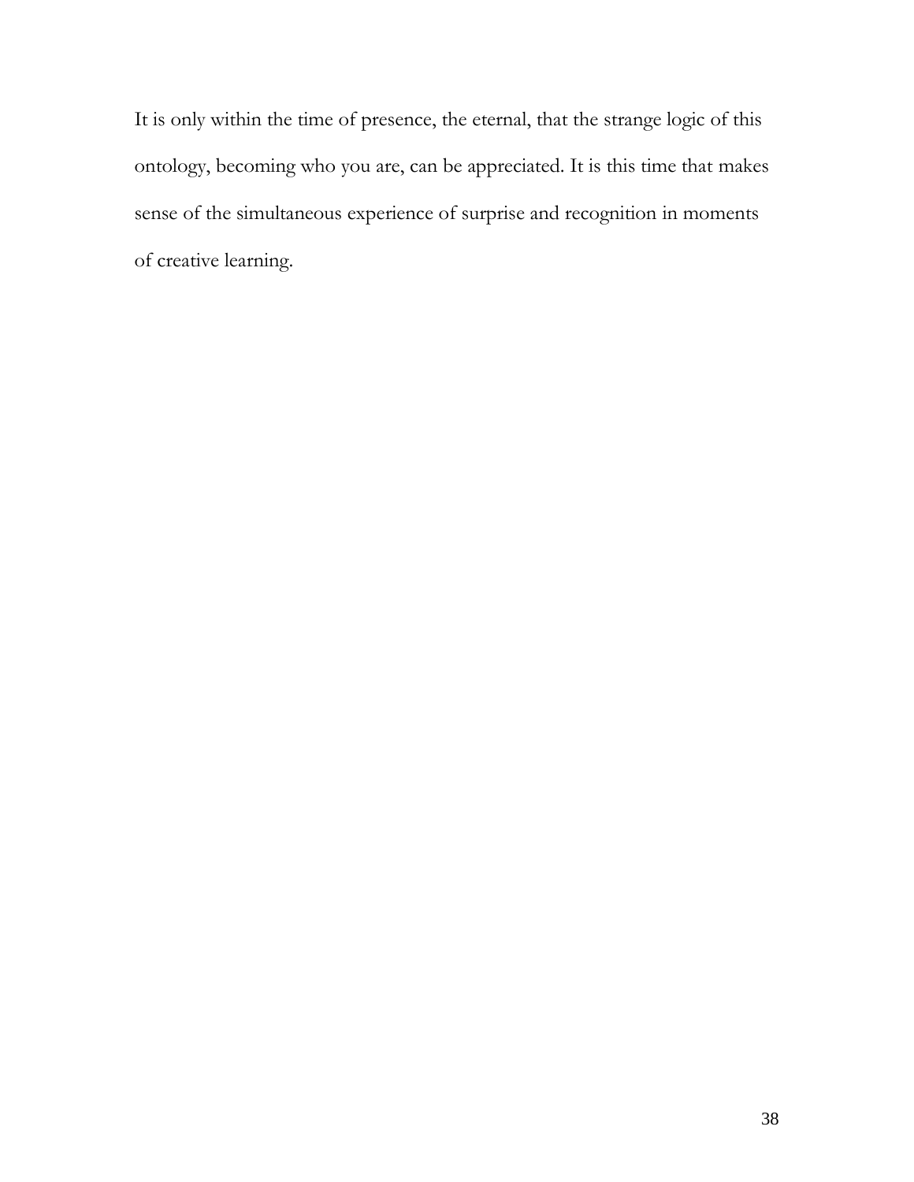It is only within the time of presence, the eternal, that the strange logic of this ontology, becoming who you are, can be appreciated. It is this time that makes sense of the simultaneous experience of surprise and recognition in moments of creative learning.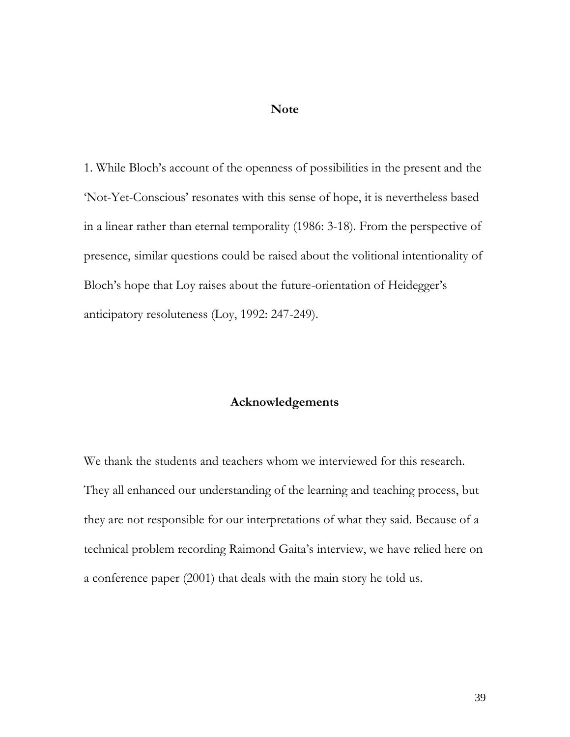## Note

1. While Bloch's account of the openness of possibilities in the present and the 'Not-Yet-Conscious' resonates with this sense of hope, it is nevertheless based in a linear rather than eternal temporality (1986: 3-18). From the perspective of presence, similar questions could be raised about the volitional intentionality of Bloch's hope that Loy raises about the future-orientation of Heidegger's anticipatory resoluteness (Loy, 1992: 247-249).

## Acknowledgements

We thank the students and teachers whom we interviewed for this research. They all enhanced our understanding of the learning and teaching process, but they are not responsible for our interpretations of what they said. Because of a technical problem recording Raimond Gaita's interview, we have relied here on a conference paper (2001) that deals with the main story he told us.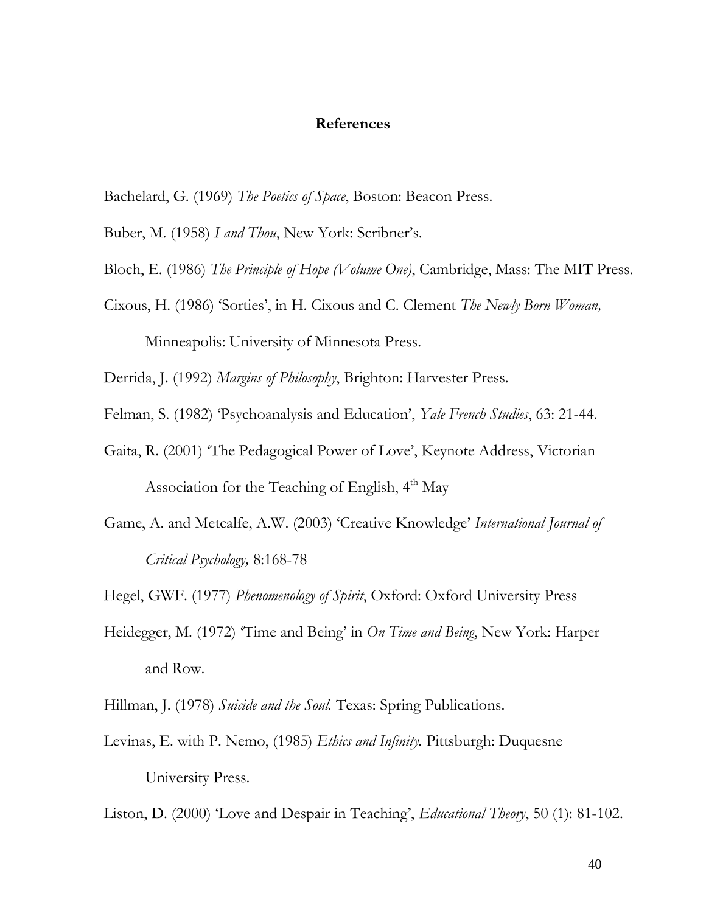## References

Bachelard, G. (1969) *The Poetics of Space*, Boston: Beacon Press.

Buber, M. (1958) *I and Thou*, New York: Scribner's.

Bloch, E. (1986) *The Principle of Hope (Volume One)*, Cambridge, Mass: The MIT Press.

Cixous, H. (1986) 'Sorties', in H. Cixous and C. Clement *The Newly Born Woman,* Minneapolis: University of Minnesota Press.

Derrida, J. (1992) *Margins of Philosophy*, Brighton: Harvester Press.

Felman, S. (1982) 'Psychoanalysis and Education', *Yale French Studies*, 63: 21-44.

Gaita, R. (2001) 'The Pedagogical Power of Love', Keynote Address, Victorian Association for the Teaching of English, 4th May

Game, A. and Metcalfe, A.W. (2003) 'Creative Knowledge' *International Journal of Critical Psychology,* 8:168-78

Hegel, GWF. (1977) *Phenomenology of Spirit*, Oxford: Oxford University Press

Heidegger, M. (1972) 'Time and Being' in *On Time and Being*, New York: Harper and Row.

Hillman, J. (1978) *Suicide and the Soul.* Texas: Spring Publications.

Levinas, E. with P. Nemo, (1985) *Ethics and Infinity.* Pittsburgh: Duquesne University Press.

Liston, D. (2000) 'Love and Despair in Teaching', *Educational Theory*, 50 (1): 81-102.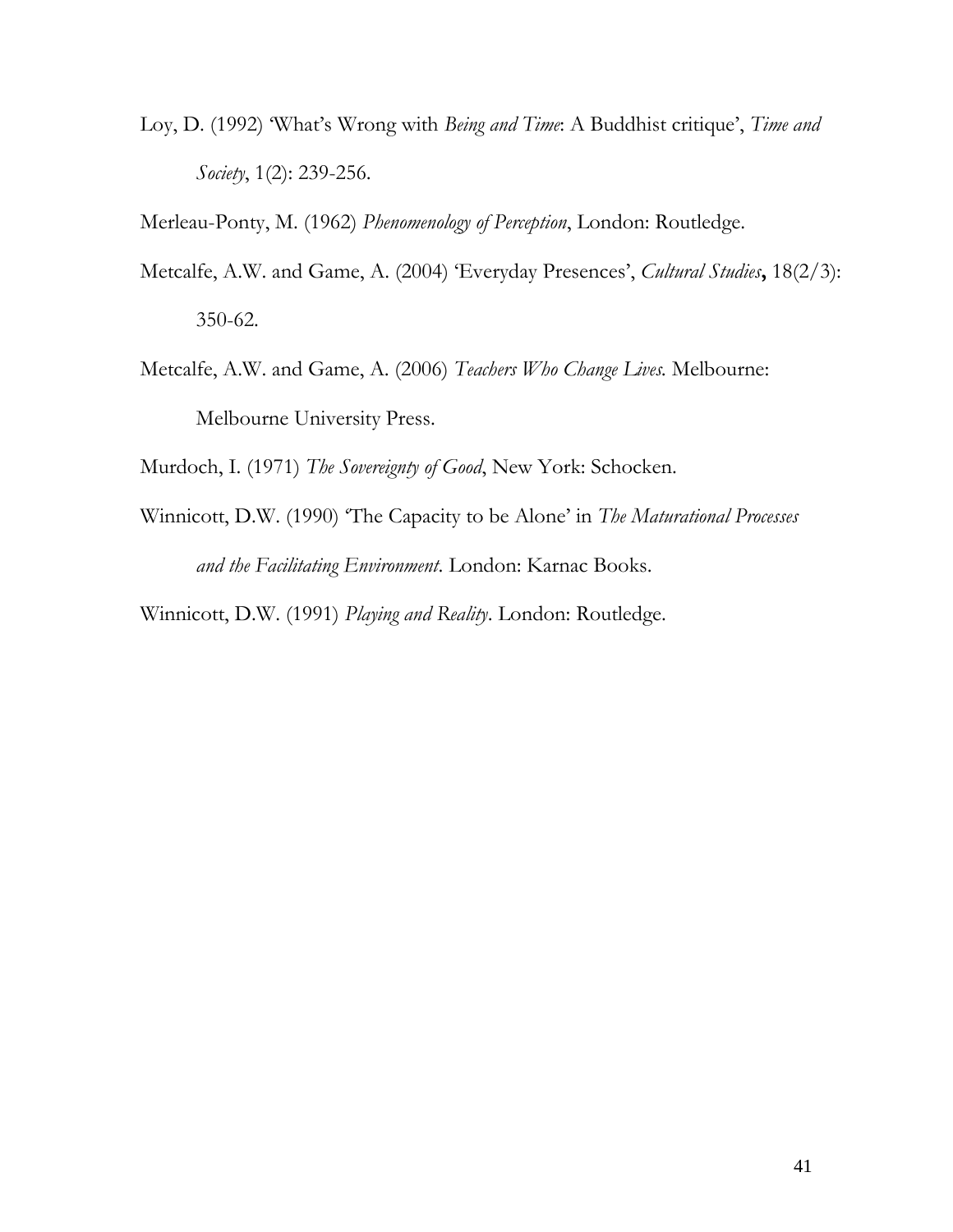Loy, D. (1992) 'What's Wrong with *Being and Time*: A Buddhist critique', *Time and Society*, 1(2): 239-256.

Merleau-Ponty, M. (1962) *Phenomenology of Perception*, London: Routledge.

Metcalfe, A.W. and Game, A. (2004) 'Everyday Presences', *Cultural Studies***,** 18(2/3): 350-62.

Metcalfe, A.W. and Game, A. (2006) *Teachers Who Change Lives*. Melbourne: Melbourne University Press.

Murdoch, I. (1971) *The Sovereignty of Good*, New York: Schocken.

Winnicott, D.W. (1990) 'The Capacity to be Alone' in *The Maturational Processes and the Facilitating Environment*. London: Karnac Books.

Winnicott, D.W. (1991) *Playing and Reality*. London: Routledge.